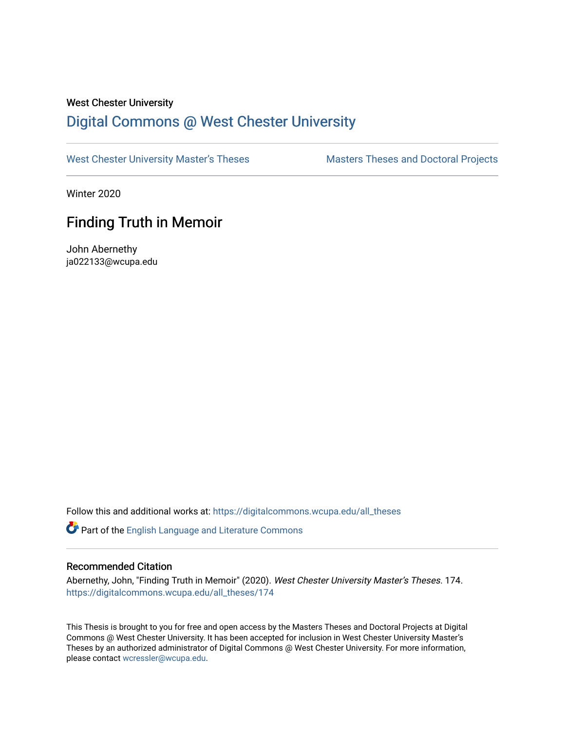West Chester University

# Digital Commons @ West Chester University

West Chester University Master's Theses | Masters Theses and Doctoral Projects

Winter 2020

## Finding Truth in Memoir

John Abernethy
ja022133@wcupa.edu

Follow this and additional works at: https://digitalcommons.wcupa.edu/all_theses

Part of the English Language and Literature Commons

### Recommended Citation

Abernethy, John, "Finding Truth in Memoir" (2020). *West Chester University Master's Theses*. 174.
https://digitalcommons.wcupa.edu/all_theses/174

This Thesis is brought to you for free and open access by the Masters Theses and Doctoral Projects at Digital Commons @ West Chester University. It has been accepted for inclusion in West Chester University Master's Theses by an authorized administrator of Digital Commons @ West Chester University. For more information, please contact wcressler@wcupa.edu.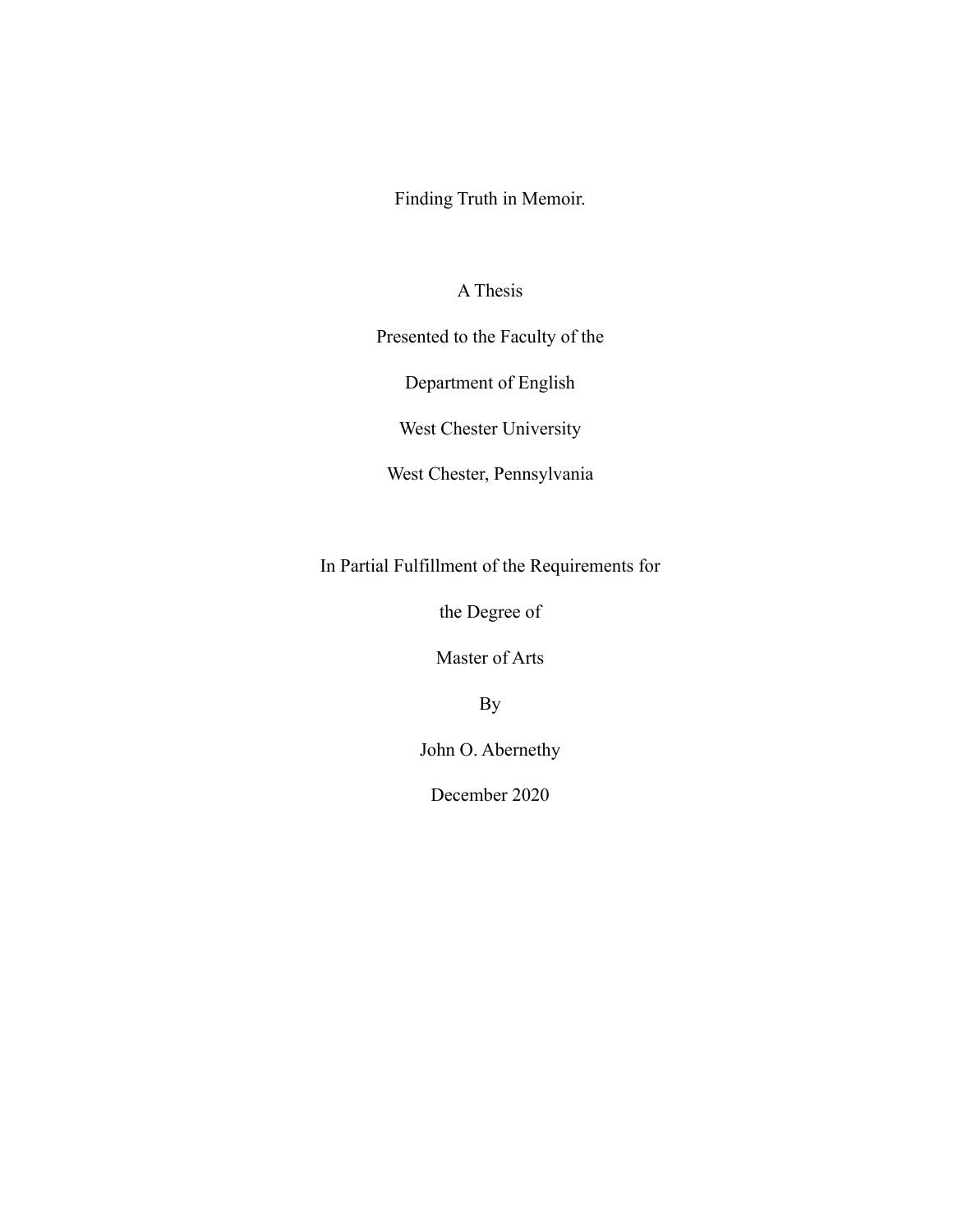# Finding Truth in Memoir.

A Thesis

Presented to the Faculty of the

Department of English

West Chester University

West Chester, Pennsylvania

In Partial Fulfillment of the Requirements for

the Degree of

Master of Arts

By

John O. Abernethy

December 2020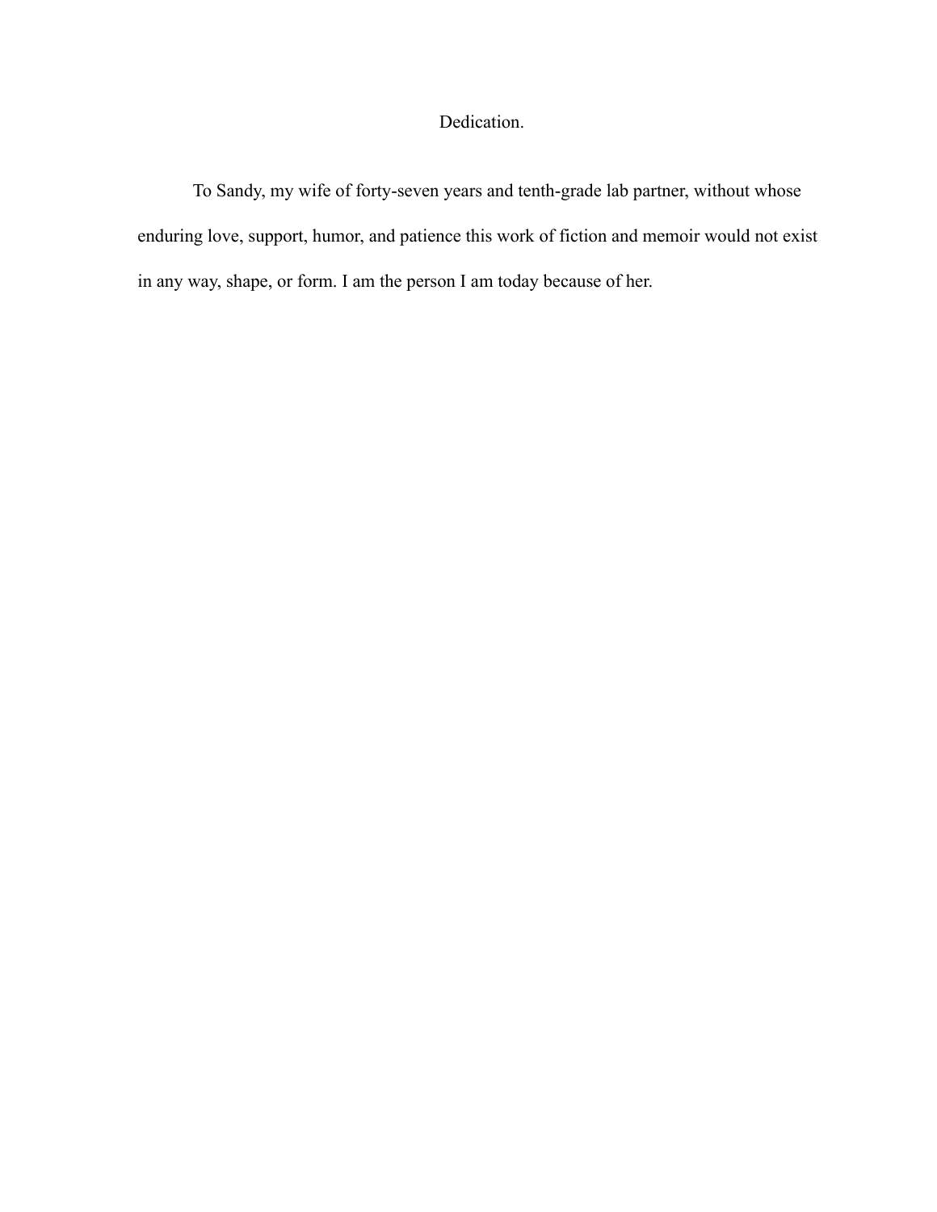# Dedication.

To Sandy, my wife of forty-seven years and tenth-grade lab partner, without whose enduring love, support, humor, and patience this work of fiction and memoir would not exist in any way, shape, or form. I am the person I am today because of her.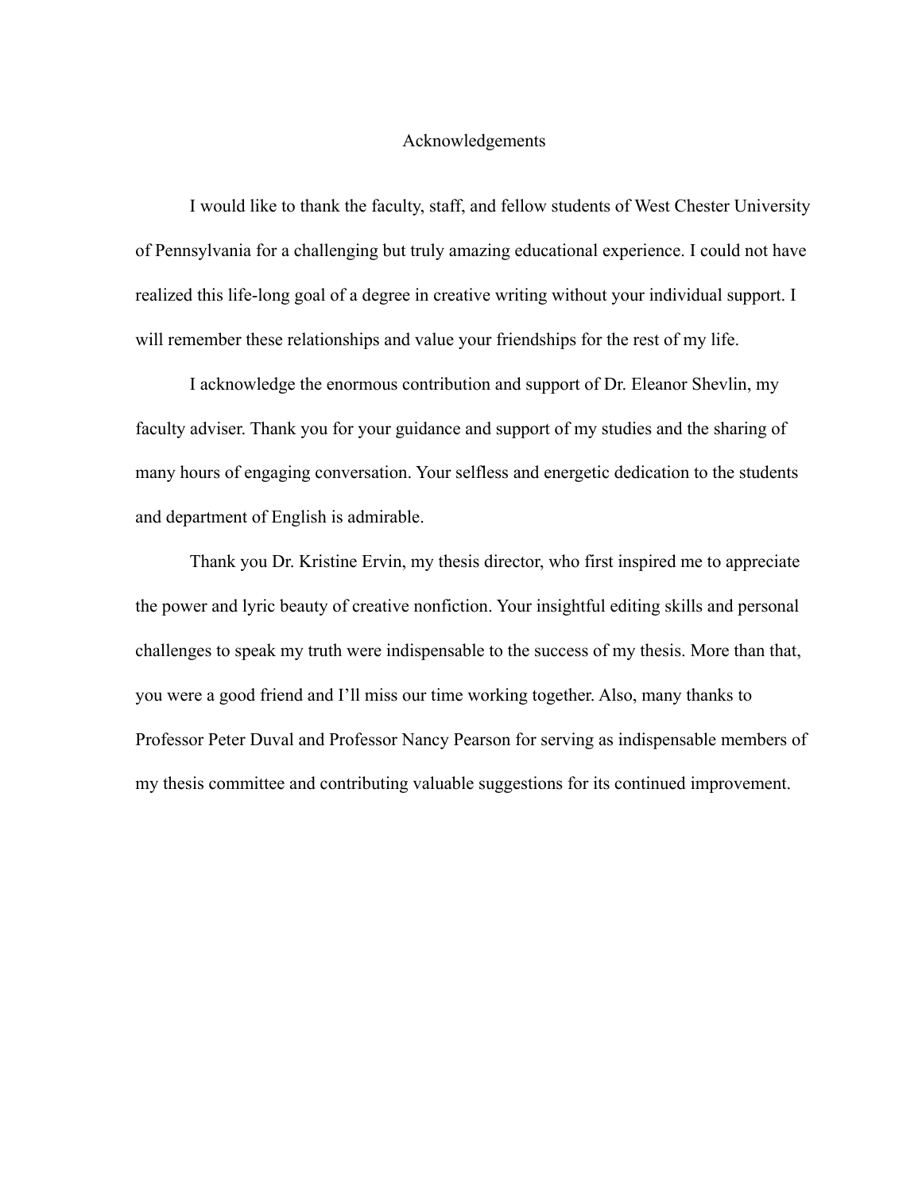# Acknowledgements

I would like to thank the faculty, staff, and fellow students of West Chester University of Pennsylvania for a challenging but truly amazing educational experience. I could not have realized this life-long goal of a degree in creative writing without your individual support. I will remember these relationships and value your friendships for the rest of my life.

I acknowledge the enormous contribution and support of Dr. Eleanor Shevlin, my faculty adviser. Thank you for your guidance and support of my studies and the sharing of many hours of engaging conversation. Your selfless and energetic dedication to the students and department of English is admirable.

Thank you Dr. Kristine Ervin, my thesis director, who first inspired me to appreciate the power and lyric beauty of creative nonfiction. Your insightful editing skills and personal challenges to speak my truth were indispensable to the success of my thesis. More than that, you were a good friend and I'll miss our time working together. Also, many thanks to Professor Peter Duval and Professor Nancy Pearson for serving as indispensable members of my thesis committee and contributing valuable suggestions for its continued improvement.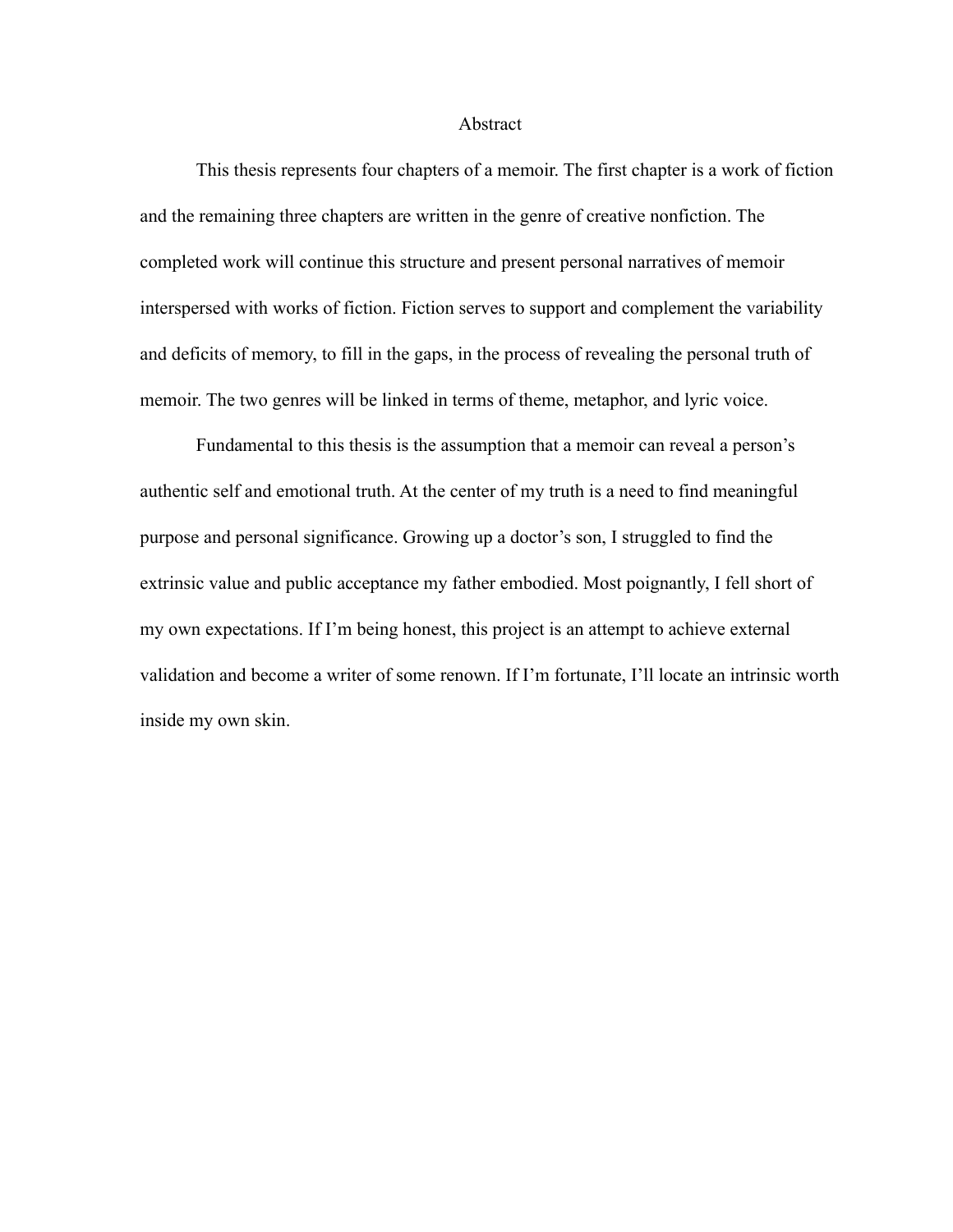# Abstract

This thesis represents four chapters of a memoir. The first chapter is a work of fiction and the remaining three chapters are written in the genre of creative nonfiction. The completed work will continue this structure and present personal narratives of memoir interspersed with works of fiction. Fiction serves to support and complement the variability and deficits of memory, to fill in the gaps, in the process of revealing the personal truth of memoir. The two genres will be linked in terms of theme, metaphor, and lyric voice.

Fundamental to this thesis is the assumption that a memoir can reveal a person's authentic self and emotional truth. At the center of my truth is a need to find meaningful purpose and personal significance. Growing up a doctor's son, I struggled to find the extrinsic value and public acceptance my father embodied. Most poignantly, I fell short of my own expectations. If I'm being honest, this project is an attempt to achieve external validation and become a writer of some renown. If I'm fortunate, I'll locate an intrinsic worth inside my own skin.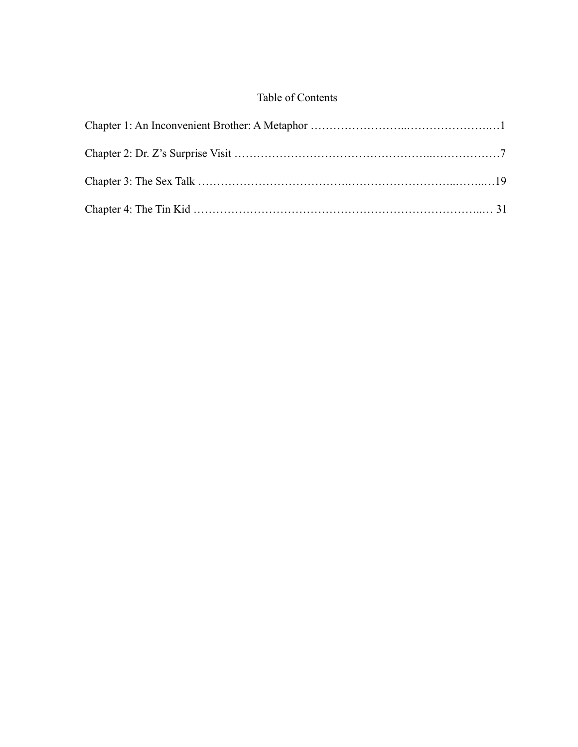# Table of Contents

Chapter 1: An Inconvenient Brother: A Metaphor ……………………..…………………..…1

Chapter 2: Dr. Z's Surprise Visit …………………………………………..………………7

Chapter 3: The Sex Talk ……………………………….………………………..……..…19

Chapter 4: The Tin Kid ………………………………………………………………..… 31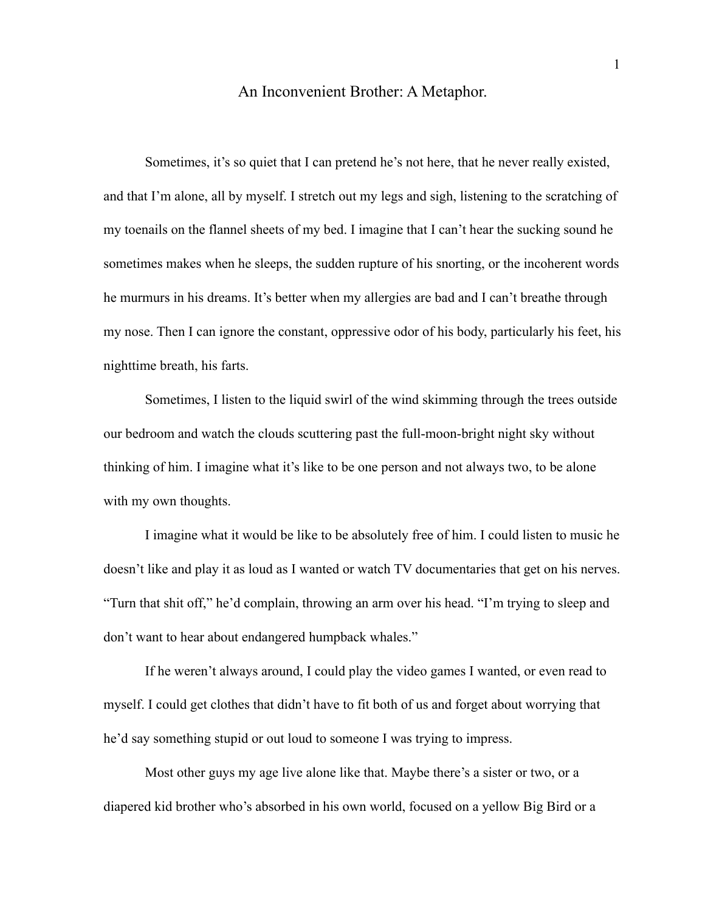# An Inconvenient Brother: A Metaphor.

Sometimes, it's so quiet that I can pretend he's not here, that he never really existed, and that I'm alone, all by myself. I stretch out my legs and sigh, listening to the scratching of my toenails on the flannel sheets of my bed. I imagine that I can't hear the sucking sound he sometimes makes when he sleeps, the sudden rupture of his snorting, or the incoherent words he murmurs in his dreams. It's better when my allergies are bad and I can't breathe through my nose. Then I can ignore the constant, oppressive odor of his body, particularly his feet, his nighttime breath, his farts.

Sometimes, I listen to the liquid swirl of the wind skimming through the trees outside our bedroom and watch the clouds scuttering past the full-moon-bright night sky without thinking of him. I imagine what it's like to be one person and not always two, to be alone with my own thoughts.

I imagine what it would be like to be absolutely free of him. I could listen to music he doesn't like and play it as loud as I wanted or watch TV documentaries that get on his nerves. "Turn that shit off," he'd complain, throwing an arm over his head. "I'm trying to sleep and don't want to hear about endangered humpback whales."

If he weren't always around, I could play the video games I wanted, or even read to myself. I could get clothes that didn't have to fit both of us and forget about worrying that he'd say something stupid or out loud to someone I was trying to impress.

Most other guys my age live alone like that. Maybe there's a sister or two, or a diapered kid brother who's absorbed in his own world, focused on a yellow Big Bird or a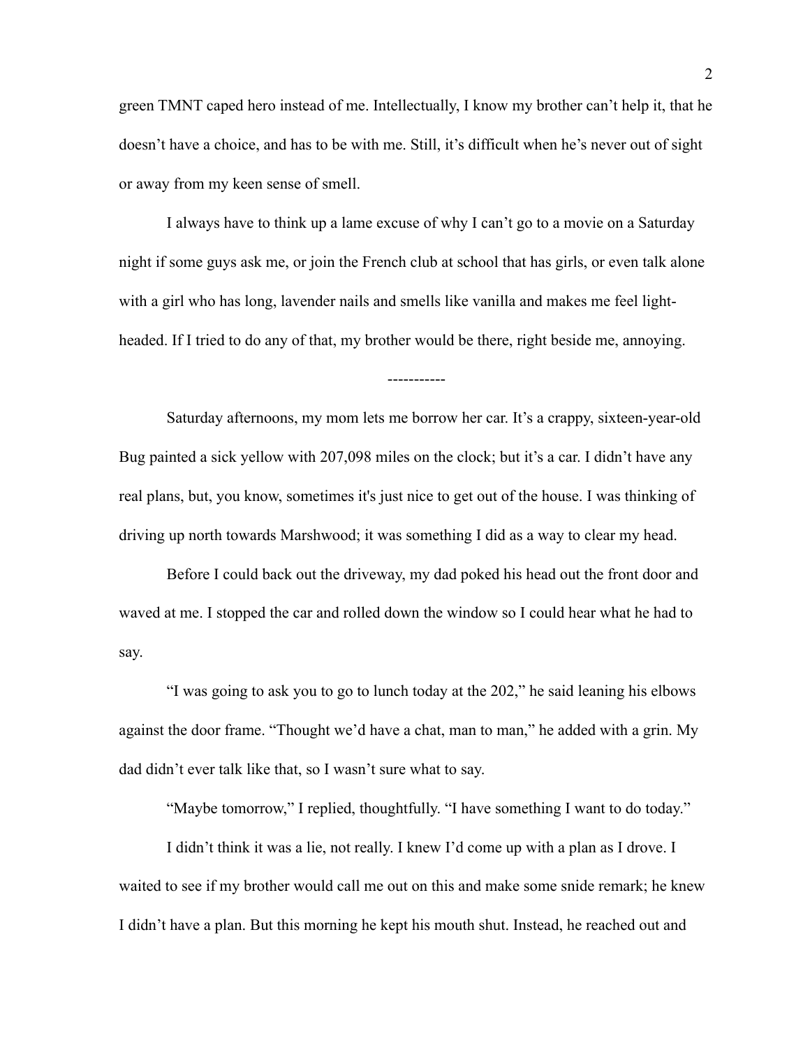green TMNT caped hero instead of me. Intellectually, I know my brother can't help it, that he doesn't have a choice, and has to be with me. Still, it's difficult when he's never out of sight or away from my keen sense of smell.

I always have to think up a lame excuse of why I can't go to a movie on a Saturday night if some guys ask me, or join the French club at school that has girls, or even talk alone with a girl who has long, lavender nails and smells like vanilla and makes me feel light-headed. If I tried to do any of that, my brother would be there, right beside me, annoying.

-----------

Saturday afternoons, my mom lets me borrow her car. It's a crappy, sixteen-year-old Bug painted a sick yellow with 207,098 miles on the clock; but it's a car. I didn't have any real plans, but, you know, sometimes it's just nice to get out of the house. I was thinking of driving up north towards Marshwood; it was something I did as a way to clear my head.

Before I could back out the driveway, my dad poked his head out the front door and waved at me. I stopped the car and rolled down the window so I could hear what he had to say.

"I was going to ask you to go to lunch today at the 202," he said leaning his elbows against the door frame. "Thought we'd have a chat, man to man," he added with a grin. My dad didn't ever talk like that, so I wasn't sure what to say.

"Maybe tomorrow," I replied, thoughtfully. "I have something I want to do today."

I didn't think it was a lie, not really. I knew I'd come up with a plan as I drove. I waited to see if my brother would call me out on this and make some snide remark; he knew I didn't have a plan. But this morning he kept his mouth shut. Instead, he reached out and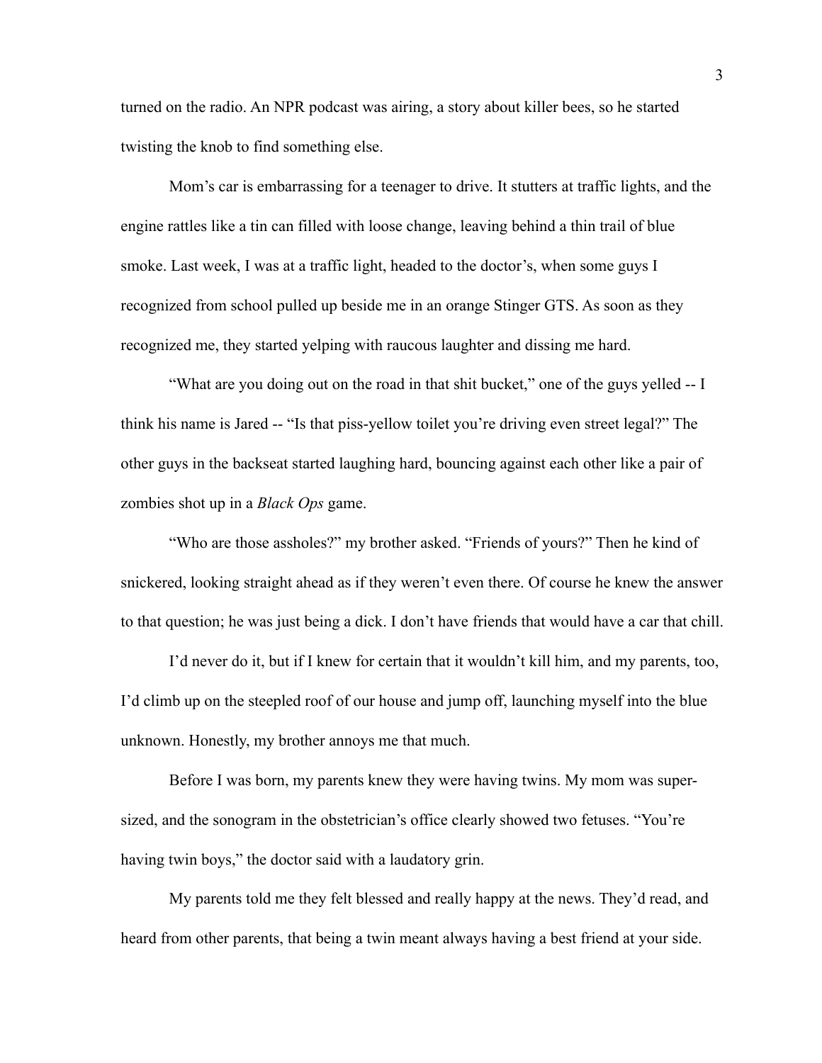turned on the radio. An NPR podcast was airing, a story about killer bees, so he started twisting the knob to find something else.

Mom's car is embarrassing for a teenager to drive. It stutters at traffic lights, and the engine rattles like a tin can filled with loose change, leaving behind a thin trail of blue smoke. Last week, I was at a traffic light, headed to the doctor's, when some guys I recognized from school pulled up beside me in an orange Stinger GTS. As soon as they recognized me, they started yelping with raucous laughter and dissing me hard.

"What are you doing out on the road in that shit bucket," one of the guys yelled -- I think his name is Jared -- "Is that piss-yellow toilet you're driving even street legal?" The other guys in the backseat started laughing hard, bouncing against each other like a pair of zombies shot up in a *Black Ops* game.

"Who are those assholes?" my brother asked. "Friends of yours?" Then he kind of snickered, looking straight ahead as if they weren't even there. Of course he knew the answer to that question; he was just being a dick. I don't have friends that would have a car that chill.

I'd never do it, but if I knew for certain that it wouldn't kill him, and my parents, too, I'd climb up on the steepled roof of our house and jump off, launching myself into the blue unknown. Honestly, my brother annoys me that much.

Before I was born, my parents knew they were having twins. My mom was super-sized, and the sonogram in the obstetrician's office clearly showed two fetuses. "You're having twin boys," the doctor said with a laudatory grin.

My parents told me they felt blessed and really happy at the news. They'd read, and heard from other parents, that being a twin meant always having a best friend at your side.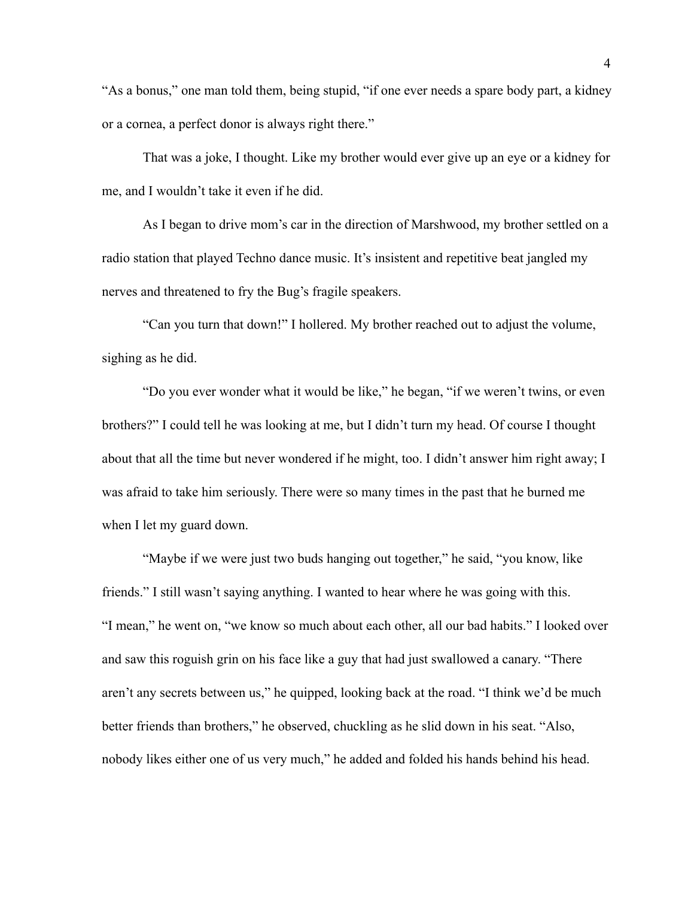"As a bonus," one man told them, being stupid, "if one ever needs a spare body part, a kidney or a cornea, a perfect donor is always right there."

That was a joke, I thought. Like my brother would ever give up an eye or a kidney for me, and I wouldn't take it even if he did.

As I began to drive mom's car in the direction of Marshwood, my brother settled on a radio station that played Techno dance music. It's insistent and repetitive beat jangled my nerves and threatened to fry the Bug's fragile speakers.

"Can you turn that down!" I hollered. My brother reached out to adjust the volume, sighing as he did.

"Do you ever wonder what it would be like," he began, "if we weren't twins, or even brothers?" I could tell he was looking at me, but I didn't turn my head. Of course I thought about that all the time but never wondered if he might, too. I didn't answer him right away; I was afraid to take him seriously. There were so many times in the past that he burned me when I let my guard down.

"Maybe if we were just two buds hanging out together," he said, "you know, like friends." I still wasn't saying anything. I wanted to hear where he was going with this. "I mean," he went on, "we know so much about each other, all our bad habits." I looked over and saw this roguish grin on his face like a guy that had just swallowed a canary. "There aren't any secrets between us," he quipped, looking back at the road. "I think we'd be much better friends than brothers," he observed, chuckling as he slid down in his seat. "Also, nobody likes either one of us very much," he added and folded his hands behind his head.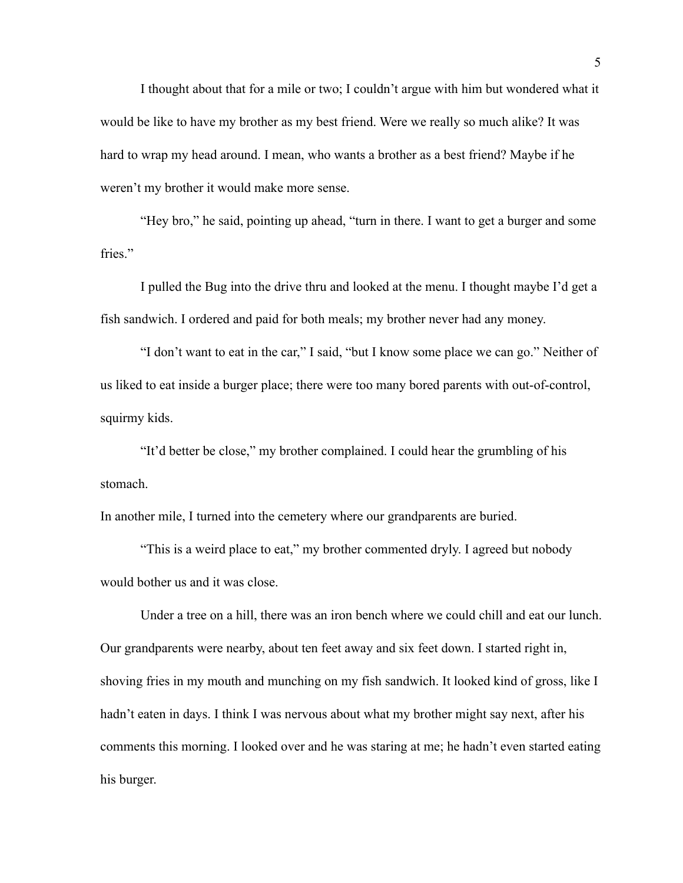I thought about that for a mile or two; I couldn't argue with him but wondered what it would be like to have my brother as my best friend. Were we really so much alike? It was hard to wrap my head around. I mean, who wants a brother as a best friend? Maybe if he weren't my brother it would make more sense.

"Hey bro," he said, pointing up ahead, "turn in there. I want to get a burger and some fries."

I pulled the Bug into the drive thru and looked at the menu. I thought maybe I'd get a fish sandwich. I ordered and paid for both meals; my brother never had any money.

"I don't want to eat in the car," I said, "but I know some place we can go." Neither of us liked to eat inside a burger place; there were too many bored parents with out-of-control, squirmy kids.

"It'd better be close," my brother complained. I could hear the grumbling of his stomach.

In another mile, I turned into the cemetery where our grandparents are buried.

"This is a weird place to eat," my brother commented dryly. I agreed but nobody would bother us and it was close.

Under a tree on a hill, there was an iron bench where we could chill and eat our lunch. Our grandparents were nearby, about ten feet away and six feet down. I started right in, shoving fries in my mouth and munching on my fish sandwich. It looked kind of gross, like I hadn't eaten in days. I think I was nervous about what my brother might say next, after his comments this morning. I looked over and he was staring at me; he hadn't even started eating his burger.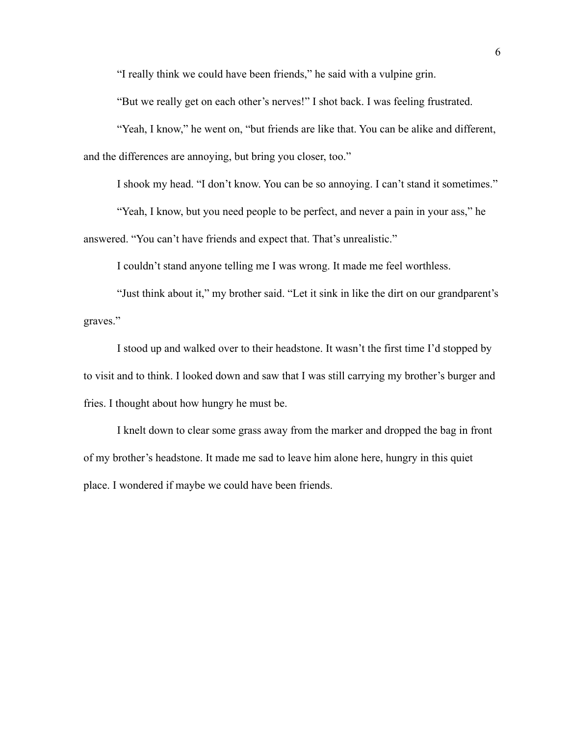"I really think we could have been friends," he said with a vulpine grin.

"But we really get on each other's nerves!" I shot back. I was feeling frustrated.

"Yeah, I know," he went on, "but friends are like that. You can be alike and different, and the differences are annoying, but bring you closer, too."

I shook my head. "I don't know. You can be so annoying. I can't stand it sometimes."

"Yeah, I know, but you need people to be perfect, and never a pain in your ass," he answered. "You can't have friends and expect that. That's unrealistic."

I couldn't stand anyone telling me I was wrong. It made me feel worthless.

"Just think about it," my brother said. "Let it sink in like the dirt on our grandparent's graves."

I stood up and walked over to their headstone. It wasn't the first time I'd stopped by to visit and to think. I looked down and saw that I was still carrying my brother's burger and fries. I thought about how hungry he must be.

I knelt down to clear some grass away from the marker and dropped the bag in front of my brother's headstone. It made me sad to leave him alone here, hungry in this quiet place. I wondered if maybe we could have been friends.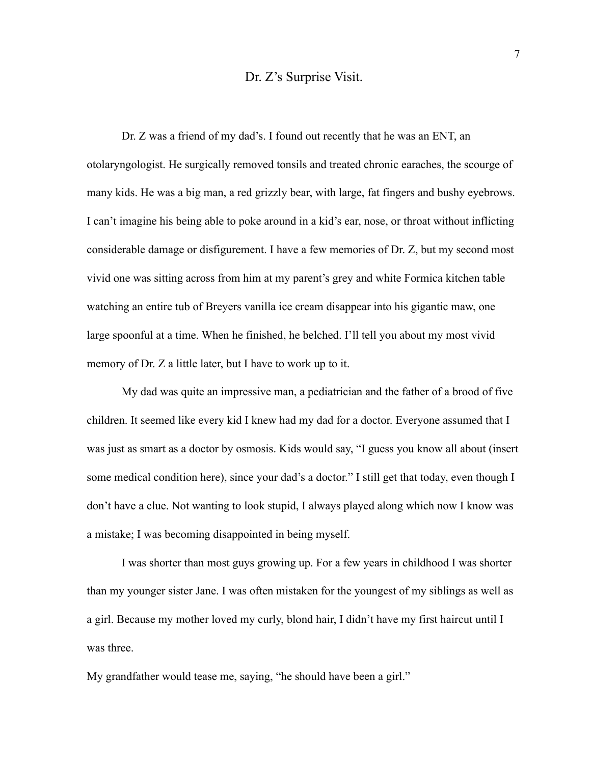## Dr. Z's Surprise Visit.

Dr. Z was a friend of my dad's. I found out recently that he was an ENT, an otolaryngologist. He surgically removed tonsils and treated chronic earaches, the scourge of many kids. He was a big man, a red grizzly bear, with large, fat fingers and bushy eyebrows. I can't imagine his being able to poke around in a kid's ear, nose, or throat without inflicting considerable damage or disfigurement. I have a few memories of Dr. Z, but my second most vivid one was sitting across from him at my parent's grey and white Formica kitchen table watching an entire tub of Breyers vanilla ice cream disappear into his gigantic maw, one large spoonful at a time. When he finished, he belched. I'll tell you about my most vivid memory of Dr. Z a little later, but I have to work up to it.

My dad was quite an impressive man, a pediatrician and the father of a brood of five children. It seemed like every kid I knew had my dad for a doctor. Everyone assumed that I was just as smart as a doctor by osmosis. Kids would say, "I guess you know all about (insert some medical condition here), since your dad's a doctor." I still get that today, even though I don't have a clue. Not wanting to look stupid, I always played along which now I know was a mistake; I was becoming disappointed in being myself.

I was shorter than most guys growing up. For a few years in childhood I was shorter than my younger sister Jane. I was often mistaken for the youngest of my siblings as well as a girl. Because my mother loved my curly, blond hair, I didn't have my first haircut until I was three.

My grandfather would tease me, saying, "he should have been a girl."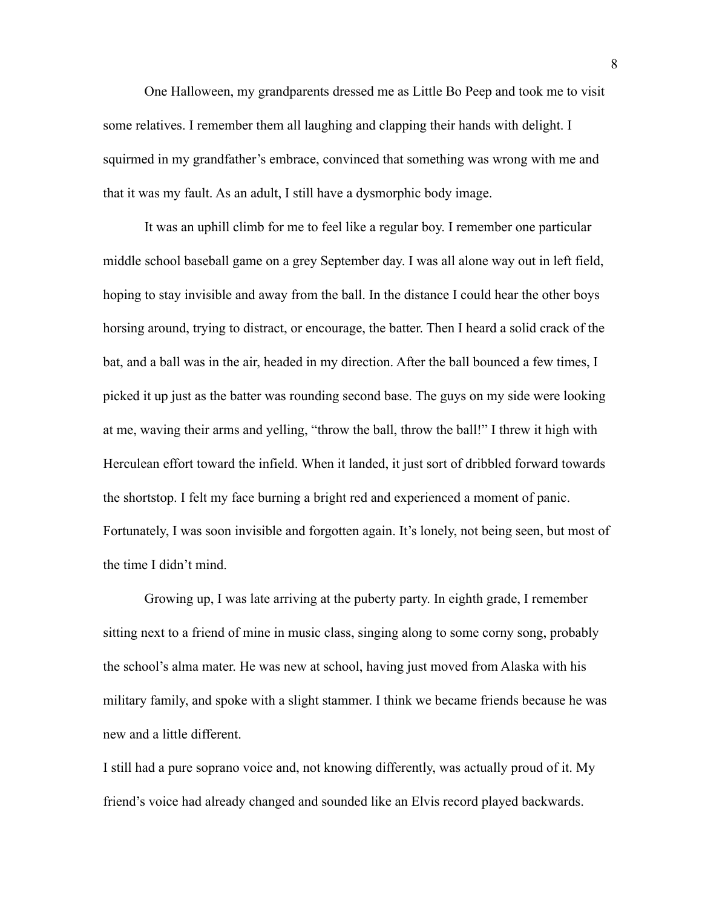One Halloween, my grandparents dressed me as Little Bo Peep and took me to visit some relatives. I remember them all laughing and clapping their hands with delight. I squirmed in my grandfather's embrace, convinced that something was wrong with me and that it was my fault. As an adult, I still have a dysmorphic body image.

It was an uphill climb for me to feel like a regular boy. I remember one particular middle school baseball game on a grey September day. I was all alone way out in left field, hoping to stay invisible and away from the ball. In the distance I could hear the other boys horsing around, trying to distract, or encourage, the batter. Then I heard a solid crack of the bat, and a ball was in the air, headed in my direction. After the ball bounced a few times, I picked it up just as the batter was rounding second base. The guys on my side were looking at me, waving their arms and yelling, "throw the ball, throw the ball!" I threw it high with Herculean effort toward the infield. When it landed, it just sort of dribbled forward towards the shortstop. I felt my face burning a bright red and experienced a moment of panic. Fortunately, I was soon invisible and forgotten again. It's lonely, not being seen, but most of the time I didn't mind.

Growing up, I was late arriving at the puberty party. In eighth grade, I remember sitting next to a friend of mine in music class, singing along to some corny song, probably the school's alma mater. He was new at school, having just moved from Alaska with his military family, and spoke with a slight stammer. I think we became friends because he was new and a little different.

I still had a pure soprano voice and, not knowing differently, was actually proud of it. My friend's voice had already changed and sounded like an Elvis record played backwards.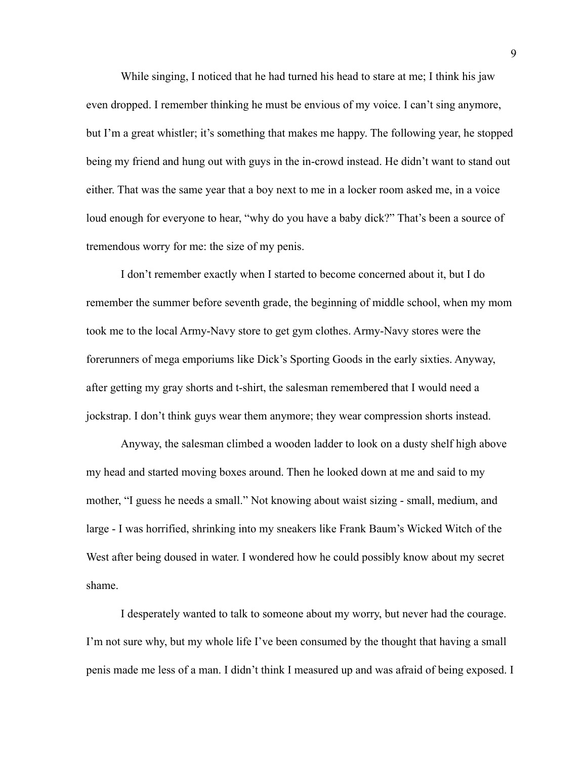While singing, I noticed that he had turned his head to stare at me; I think his jaw even dropped. I remember thinking he must be envious of my voice. I can't sing anymore, but I'm a great whistler; it's something that makes me happy. The following year, he stopped being my friend and hung out with guys in the in-crowd instead. He didn't want to stand out either. That was the same year that a boy next to me in a locker room asked me, in a voice loud enough for everyone to hear, "why do you have a baby dick?" That's been a source of tremendous worry for me: the size of my penis.

I don't remember exactly when I started to become concerned about it, but I do remember the summer before seventh grade, the beginning of middle school, when my mom took me to the local Army-Navy store to get gym clothes. Army-Navy stores were the forerunners of mega emporiums like Dick's Sporting Goods in the early sixties. Anyway, after getting my gray shorts and t-shirt, the salesman remembered that I would need a jockstrap. I don't think guys wear them anymore; they wear compression shorts instead.

Anyway, the salesman climbed a wooden ladder to look on a dusty shelf high above my head and started moving boxes around. Then he looked down at me and said to my mother, "I guess he needs a small." Not knowing about waist sizing - small, medium, and large - I was horrified, shrinking into my sneakers like Frank Baum's Wicked Witch of the West after being doused in water. I wondered how he could possibly know about my secret shame.

I desperately wanted to talk to someone about my worry, but never had the courage. I'm not sure why, but my whole life I've been consumed by the thought that having a small penis made me less of a man. I didn't think I measured up and was afraid of being exposed. I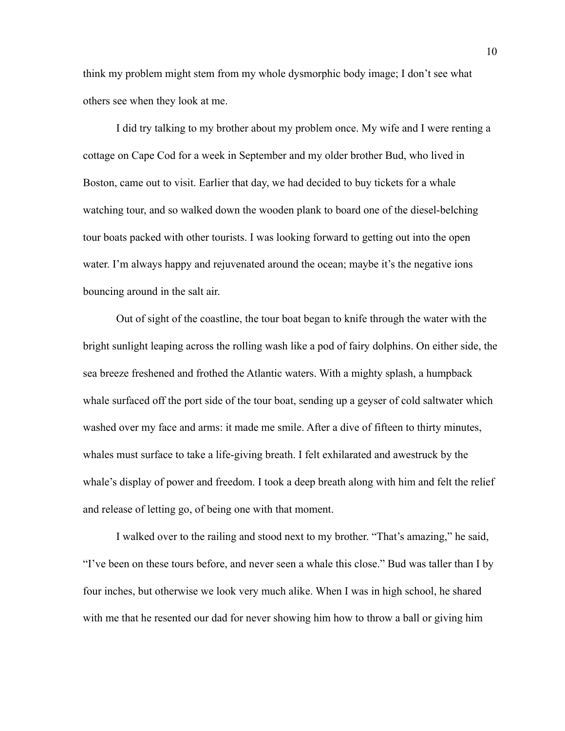think my problem might stem from my whole dysmorphic body image; I don't see what others see when they look at me.

I did try talking to my brother about my problem once. My wife and I were renting a cottage on Cape Cod for a week in September and my older brother Bud, who lived in Boston, came out to visit. Earlier that day, we had decided to buy tickets for a whale watching tour, and so walked down the wooden plank to board one of the diesel-belching tour boats packed with other tourists. I was looking forward to getting out into the open water. I'm always happy and rejuvenated around the ocean; maybe it's the negative ions bouncing around in the salt air.

Out of sight of the coastline, the tour boat began to knife through the water with the bright sunlight leaping across the rolling wash like a pod of fairy dolphins. On either side, the sea breeze freshened and frothed the Atlantic waters. With a mighty splash, a humpback whale surfaced off the port side of the tour boat, sending up a geyser of cold saltwater which washed over my face and arms: it made me smile. After a dive of fifteen to thirty minutes, whales must surface to take a life-giving breath. I felt exhilarated and awestruck by the whale's display of power and freedom. I took a deep breath along with him and felt the relief and release of letting go, of being one with that moment.

I walked over to the railing and stood next to my brother. "That's amazing," he said, "I've been on these tours before, and never seen a whale this close." Bud was taller than I by four inches, but otherwise we look very much alike. When I was in high school, he shared with me that he resented our dad for never showing him how to throw a ball or giving him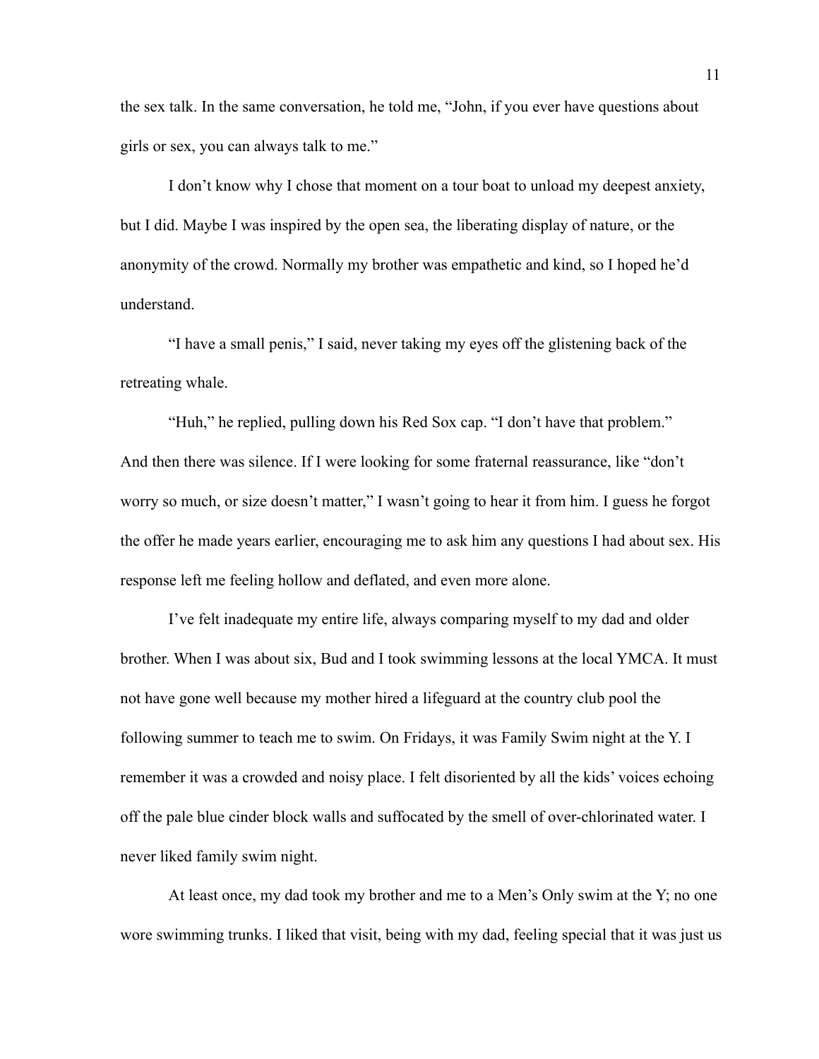the sex talk. In the same conversation, he told me, "John, if you ever have questions about girls or sex, you can always talk to me."

I don't know why I chose that moment on a tour boat to unload my deepest anxiety, but I did. Maybe I was inspired by the open sea, the liberating display of nature, or the anonymity of the crowd. Normally my brother was empathetic and kind, so I hoped he'd understand.

"I have a small penis," I said, never taking my eyes off the glistening back of the retreating whale.

"Huh," he replied, pulling down his Red Sox cap. "I don't have that problem." And then there was silence. If I were looking for some fraternal reassurance, like "don't worry so much, or size doesn't matter," I wasn't going to hear it from him. I guess he forgot the offer he made years earlier, encouraging me to ask him any questions I had about sex. His response left me feeling hollow and deflated, and even more alone.

I've felt inadequate my entire life, always comparing myself to my dad and older brother. When I was about six, Bud and I took swimming lessons at the local YMCA. It must not have gone well because my mother hired a lifeguard at the country club pool the following summer to teach me to swim. On Fridays, it was Family Swim night at the Y. I remember it was a crowded and noisy place. I felt disoriented by all the kids' voices echoing off the pale blue cinder block walls and suffocated by the smell of over-chlorinated water. I never liked family swim night.

At least once, my dad took my brother and me to a Men's Only swim at the Y; no one wore swimming trunks. I liked that visit, being with my dad, feeling special that it was just us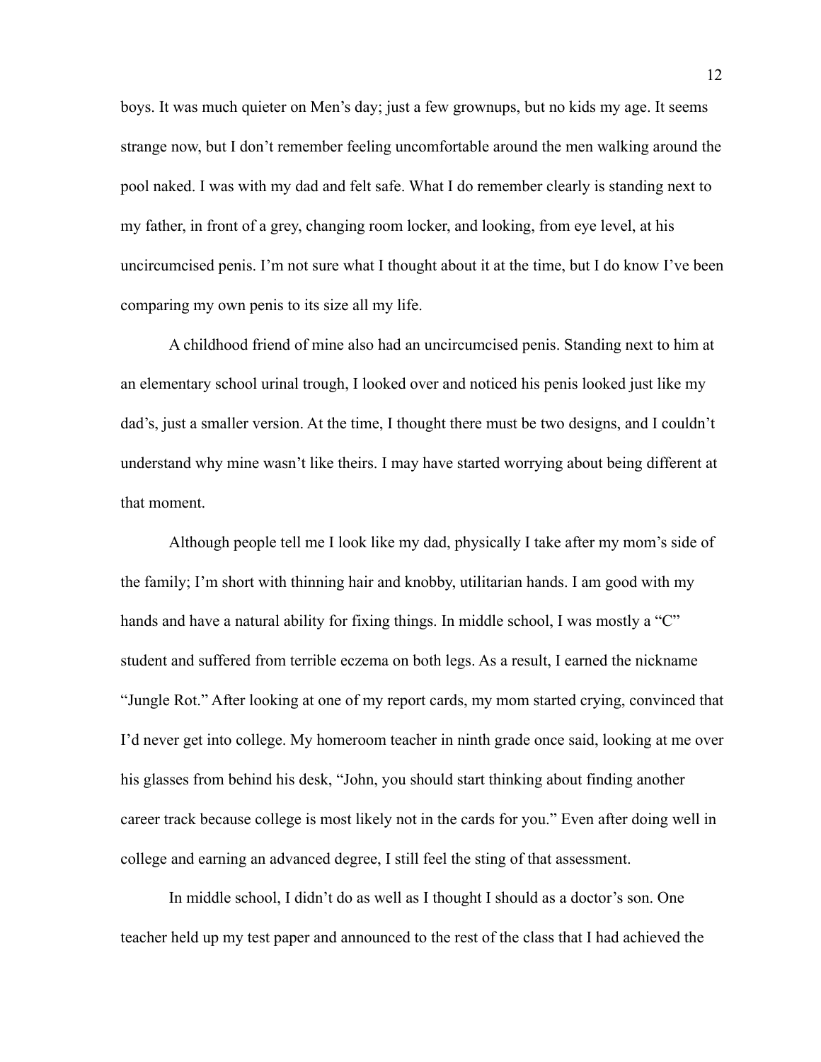boys. It was much quieter on Men's day; just a few grownups, but no kids my age. It seems strange now, but I don't remember feeling uncomfortable around the men walking around the pool naked. I was with my dad and felt safe. What I do remember clearly is standing next to my father, in front of a grey, changing room locker, and looking, from eye level, at his uncircumcised penis. I'm not sure what I thought about it at the time, but I do know I've been comparing my own penis to its size all my life.

A childhood friend of mine also had an uncircumcised penis. Standing next to him at an elementary school urinal trough, I looked over and noticed his penis looked just like my dad's, just a smaller version. At the time, I thought there must be two designs, and I couldn't understand why mine wasn't like theirs. I may have started worrying about being different at that moment.

Although people tell me I look like my dad, physically I take after my mom's side of the family; I'm short with thinning hair and knobby, utilitarian hands. I am good with my hands and have a natural ability for fixing things. In middle school, I was mostly a "C" student and suffered from terrible eczema on both legs. As a result, I earned the nickname "Jungle Rot." After looking at one of my report cards, my mom started crying, convinced that I'd never get into college. My homeroom teacher in ninth grade once said, looking at me over his glasses from behind his desk, "John, you should start thinking about finding another career track because college is most likely not in the cards for you." Even after doing well in college and earning an advanced degree, I still feel the sting of that assessment.

In middle school, I didn't do as well as I thought I should as a doctor's son. One teacher held up my test paper and announced to the rest of the class that I had achieved the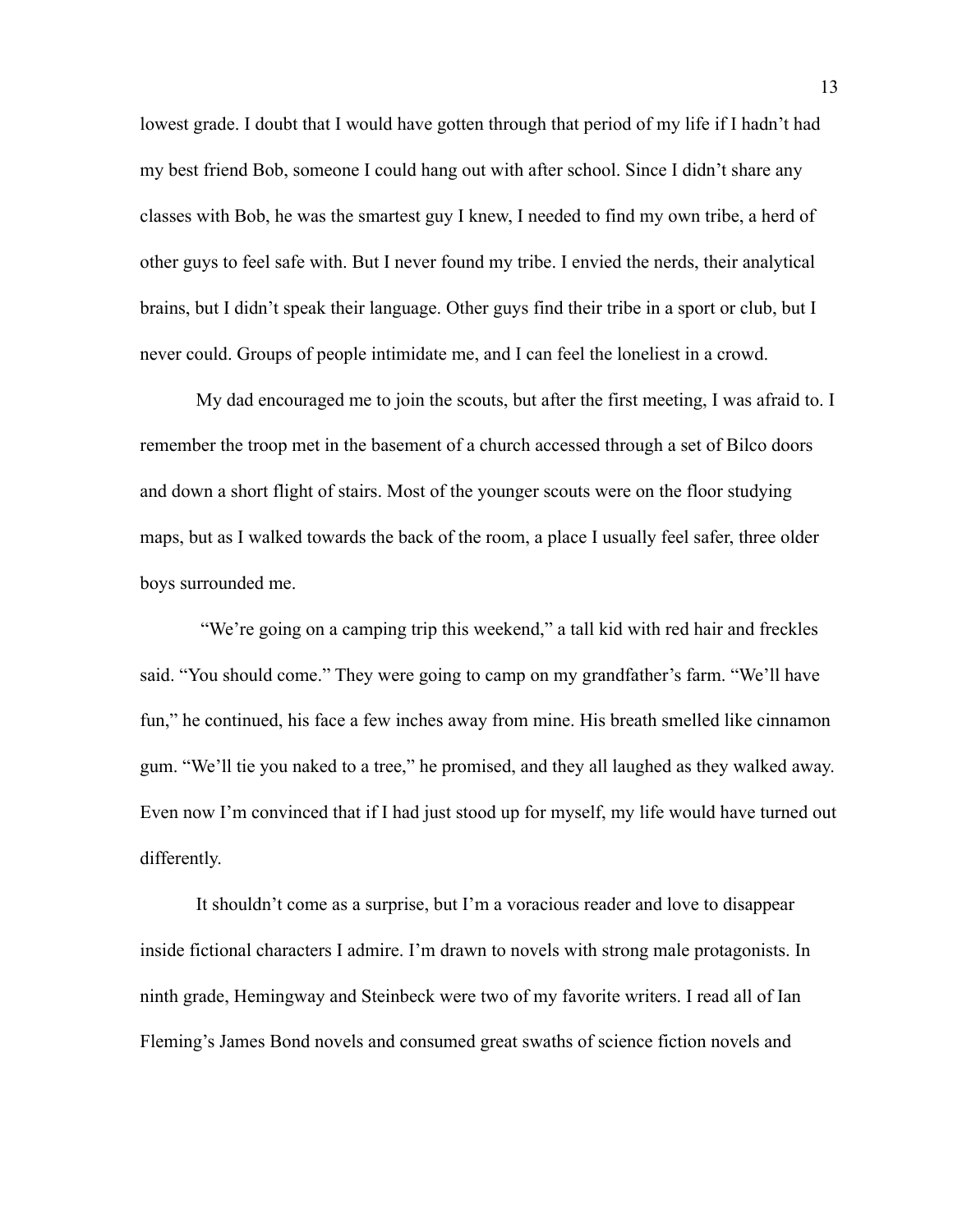lowest grade. I doubt that I would have gotten through that period of my life if I hadn't had my best friend Bob, someone I could hang out with after school. Since I didn't share any classes with Bob, he was the smartest guy I knew, I needed to find my own tribe, a herd of other guys to feel safe with. But I never found my tribe. I envied the nerds, their analytical brains, but I didn't speak their language. Other guys find their tribe in a sport or club, but I never could. Groups of people intimidate me, and I can feel the loneliest in a crowd.

My dad encouraged me to join the scouts, but after the first meeting, I was afraid to. I remember the troop met in the basement of a church accessed through a set of Bilco doors and down a short flight of stairs. Most of the younger scouts were on the floor studying maps, but as I walked towards the back of the room, a place I usually feel safer, three older boys surrounded me.

"We're going on a camping trip this weekend," a tall kid with red hair and freckles said. "You should come." They were going to camp on my grandfather's farm. "We'll have fun," he continued, his face a few inches away from mine. His breath smelled like cinnamon gum. "We'll tie you naked to a tree," he promised, and they all laughed as they walked away. Even now I'm convinced that if I had just stood up for myself, my life would have turned out differently.

It shouldn't come as a surprise, but I'm a voracious reader and love to disappear inside fictional characters I admire. I'm drawn to novels with strong male protagonists. In ninth grade, Hemingway and Steinbeck were two of my favorite writers. I read all of Ian Fleming's James Bond novels and consumed great swaths of science fiction novels and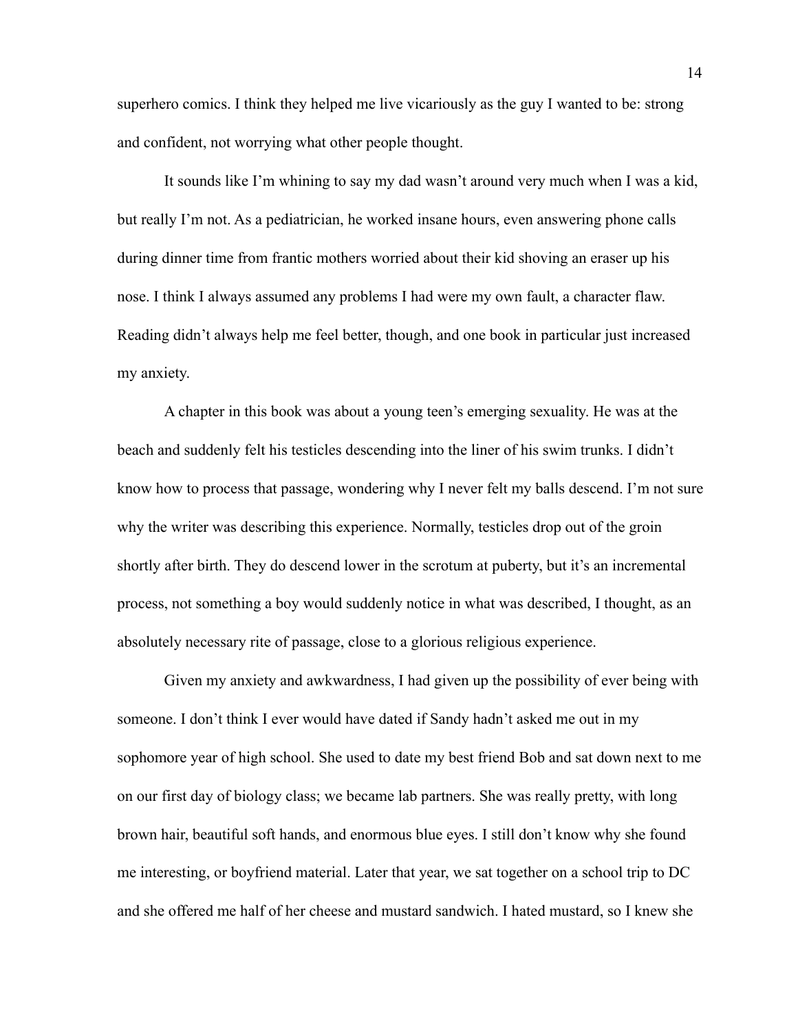superhero comics. I think they helped me live vicariously as the guy I wanted to be: strong and confident, not worrying what other people thought.

It sounds like I'm whining to say my dad wasn't around very much when I was a kid, but really I'm not. As a pediatrician, he worked insane hours, even answering phone calls during dinner time from frantic mothers worried about their kid shoving an eraser up his nose. I think I always assumed any problems I had were my own fault, a character flaw. Reading didn't always help me feel better, though, and one book in particular just increased my anxiety.

A chapter in this book was about a young teen's emerging sexuality. He was at the beach and suddenly felt his testicles descending into the liner of his swim trunks. I didn't know how to process that passage, wondering why I never felt my balls descend. I'm not sure why the writer was describing this experience. Normally, testicles drop out of the groin shortly after birth. They do descend lower in the scrotum at puberty, but it's an incremental process, not something a boy would suddenly notice in what was described, I thought, as an absolutely necessary rite of passage, close to a glorious religious experience.

Given my anxiety and awkwardness, I had given up the possibility of ever being with someone. I don't think I ever would have dated if Sandy hadn't asked me out in my sophomore year of high school. She used to date my best friend Bob and sat down next to me on our first day of biology class; we became lab partners. She was really pretty, with long brown hair, beautiful soft hands, and enormous blue eyes. I still don't know why she found me interesting, or boyfriend material. Later that year, we sat together on a school trip to DC and she offered me half of her cheese and mustard sandwich. I hated mustard, so I knew she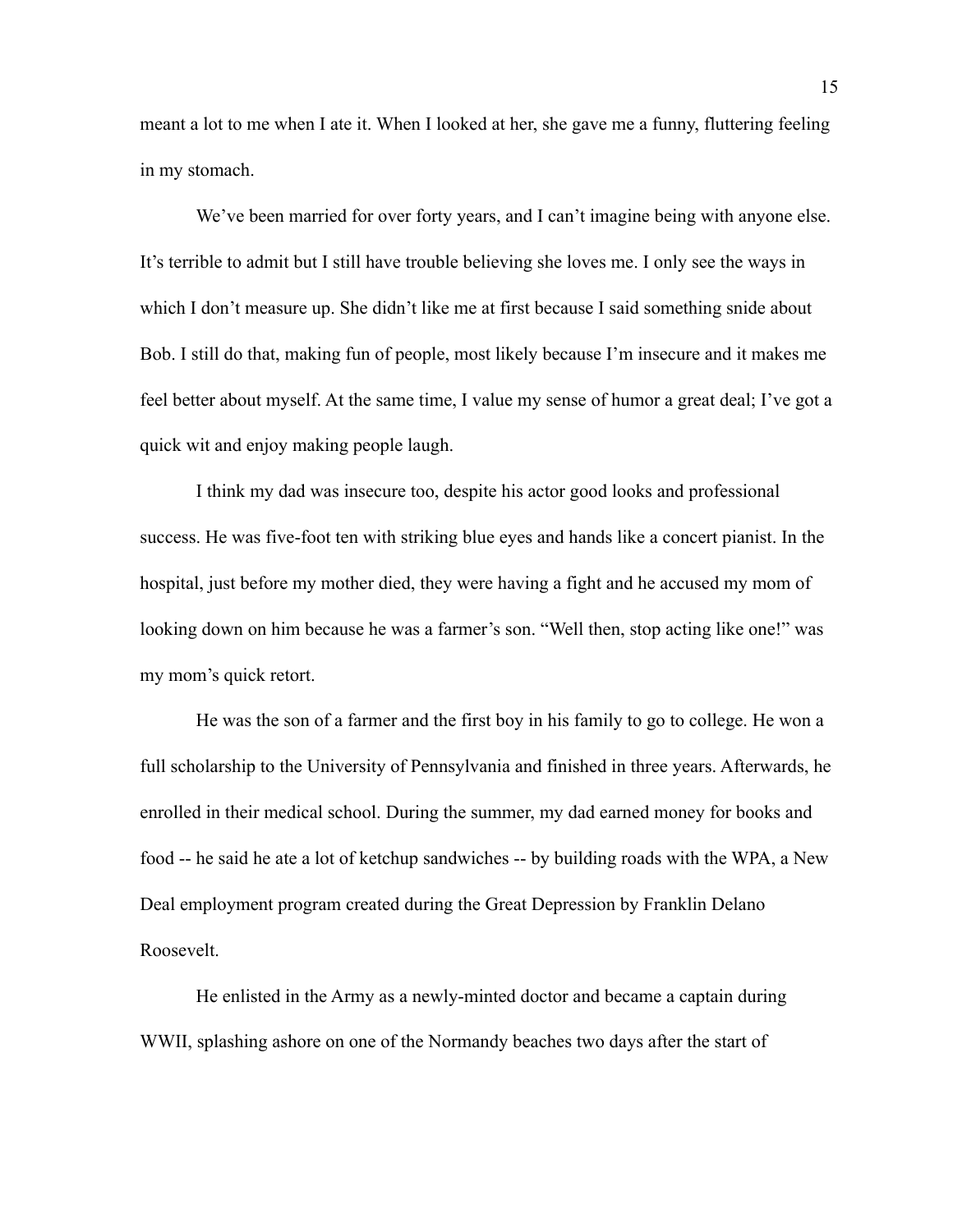meant a lot to me when I ate it. When I looked at her, she gave me a funny, fluttering feeling in my stomach.

We've been married for over forty years, and I can't imagine being with anyone else. It's terrible to admit but I still have trouble believing she loves me. I only see the ways in which I don't measure up. She didn't like me at first because I said something snide about Bob. I still do that, making fun of people, most likely because I'm insecure and it makes me feel better about myself. At the same time, I value my sense of humor a great deal; I've got a quick wit and enjoy making people laugh.

I think my dad was insecure too, despite his actor good looks and professional success. He was five-foot ten with striking blue eyes and hands like a concert pianist. In the hospital, just before my mother died, they were having a fight and he accused my mom of looking down on him because he was a farmer's son. "Well then, stop acting like one!" was my mom's quick retort.

He was the son of a farmer and the first boy in his family to go to college. He won a full scholarship to the University of Pennsylvania and finished in three years. Afterwards, he enrolled in their medical school. During the summer, my dad earned money for books and food -- he said he ate a lot of ketchup sandwiches -- by building roads with the WPA, a New Deal employment program created during the Great Depression by Franklin Delano Roosevelt.

He enlisted in the Army as a newly-minted doctor and became a captain during WWII, splashing ashore on one of the Normandy beaches two days after the start of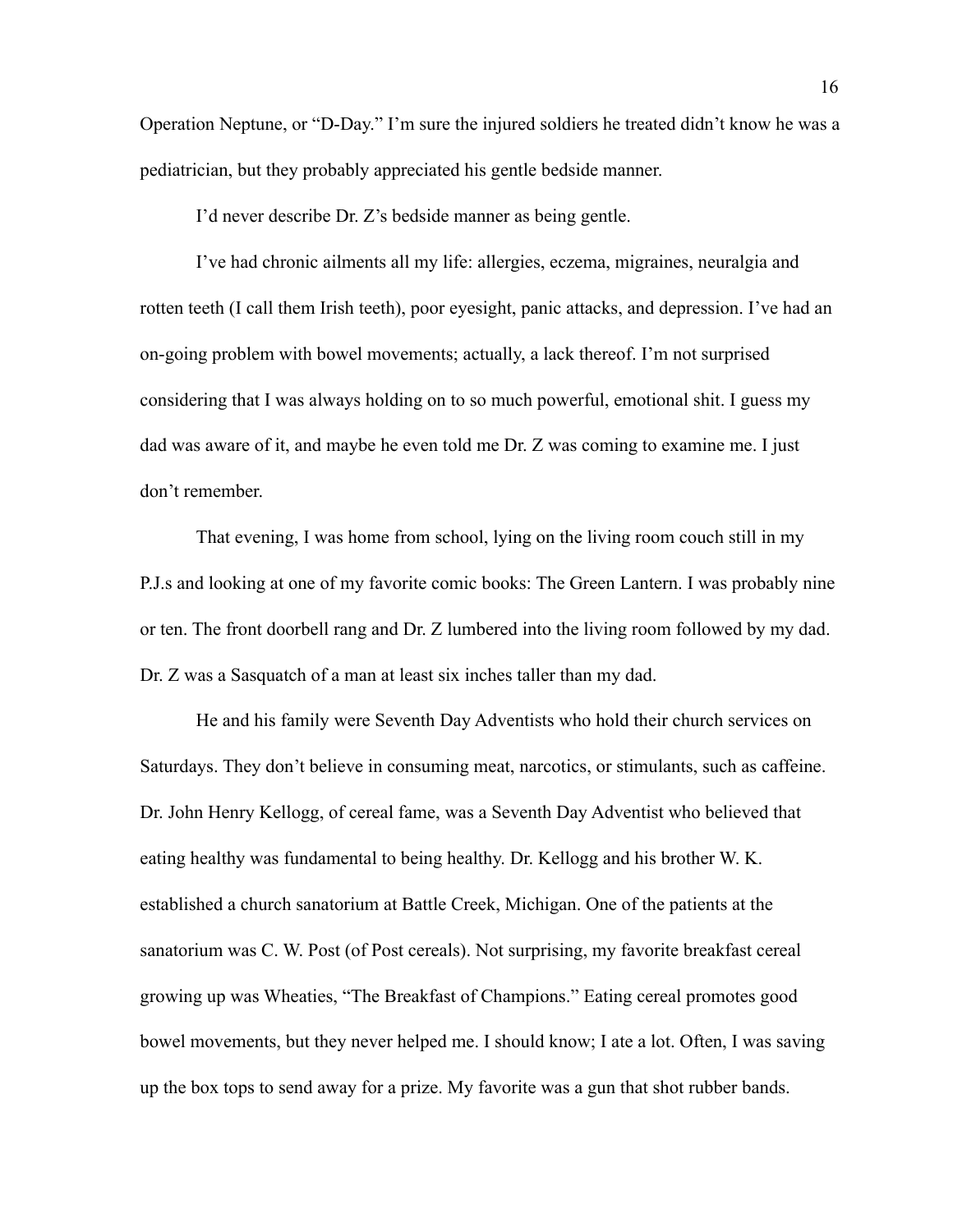Operation Neptune, or "D-Day." I'm sure the injured soldiers he treated didn't know he was a pediatrician, but they probably appreciated his gentle bedside manner.

I'd never describe Dr. Z's bedside manner as being gentle.

I've had chronic ailments all my life: allergies, eczema, migraines, neuralgia and rotten teeth (I call them Irish teeth), poor eyesight, panic attacks, and depression. I've had an on-going problem with bowel movements; actually, a lack thereof. I'm not surprised considering that I was always holding on to so much powerful, emotional shit. I guess my dad was aware of it, and maybe he even told me Dr. Z was coming to examine me. I just don't remember.

That evening, I was home from school, lying on the living room couch still in my P.J.s and looking at one of my favorite comic books: The Green Lantern. I was probably nine or ten. The front doorbell rang and Dr. Z lumbered into the living room followed by my dad. Dr. Z was a Sasquatch of a man at least six inches taller than my dad.

He and his family were Seventh Day Adventists who hold their church services on Saturdays. They don't believe in consuming meat, narcotics, or stimulants, such as caffeine. Dr. John Henry Kellogg, of cereal fame, was a Seventh Day Adventist who believed that eating healthy was fundamental to being healthy. Dr. Kellogg and his brother W. K. established a church sanatorium at Battle Creek, Michigan. One of the patients at the sanatorium was C. W. Post (of Post cereals). Not surprising, my favorite breakfast cereal growing up was Wheaties, "The Breakfast of Champions." Eating cereal promotes good bowel movements, but they never helped me. I should know; I ate a lot. Often, I was saving up the box tops to send away for a prize. My favorite was a gun that shot rubber bands.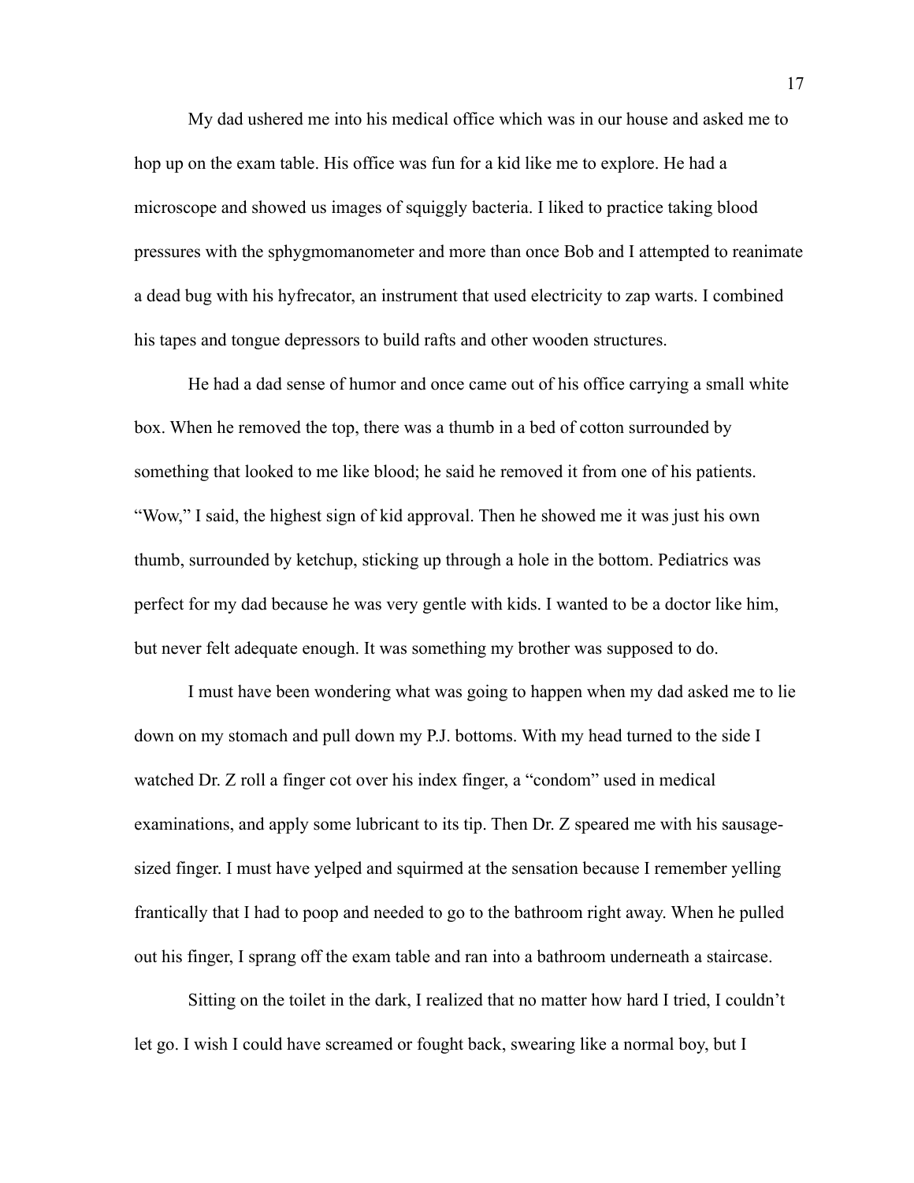My dad ushered me into his medical office which was in our house and asked me to hop up on the exam table. His office was fun for a kid like me to explore. He had a microscope and showed us images of squiggly bacteria. I liked to practice taking blood pressures with the sphygmomanometer and more than once Bob and I attempted to reanimate a dead bug with his hyfrecator, an instrument that used electricity to zap warts. I combined his tapes and tongue depressors to build rafts and other wooden structures.

He had a dad sense of humor and once came out of his office carrying a small white box. When he removed the top, there was a thumb in a bed of cotton surrounded by something that looked to me like blood; he said he removed it from one of his patients. "Wow," I said, the highest sign of kid approval. Then he showed me it was just his own thumb, surrounded by ketchup, sticking up through a hole in the bottom. Pediatrics was perfect for my dad because he was very gentle with kids. I wanted to be a doctor like him, but never felt adequate enough. It was something my brother was supposed to do.

I must have been wondering what was going to happen when my dad asked me to lie down on my stomach and pull down my P.J. bottoms. With my head turned to the side I watched Dr. Z roll a finger cot over his index finger, a "condom" used in medical examinations, and apply some lubricant to its tip. Then Dr. Z speared me with his sausage-sized finger. I must have yelped and squirmed at the sensation because I remember yelling frantically that I had to poop and needed to go to the bathroom right away. When he pulled out his finger, I sprang off the exam table and ran into a bathroom underneath a staircase.

Sitting on the toilet in the dark, I realized that no matter how hard I tried, I couldn't let go. I wish I could have screamed or fought back, swearing like a normal boy, but I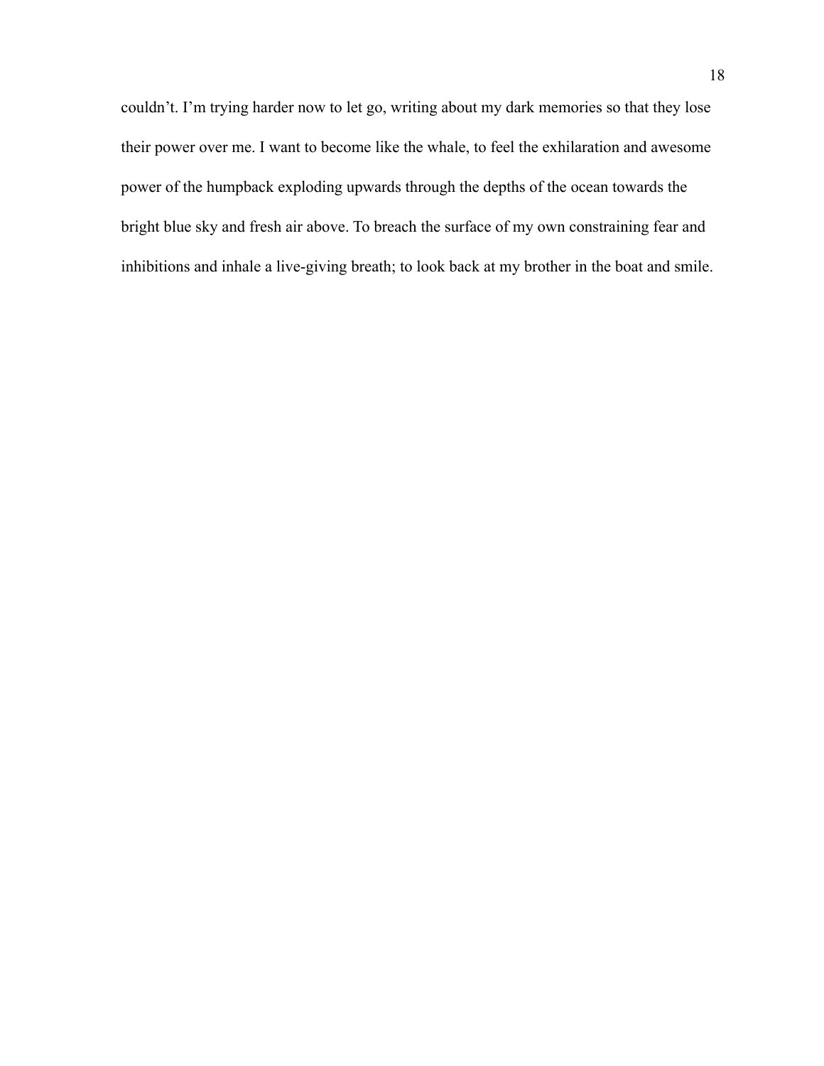couldn't. I'm trying harder now to let go, writing about my dark memories so that they lose their power over me. I want to become like the whale, to feel the exhilaration and awesome power of the humpback exploding upwards through the depths of the ocean towards the bright blue sky and fresh air above. To breach the surface of my own constraining fear and inhibitions and inhale a live-giving breath; to look back at my brother in the boat and smile.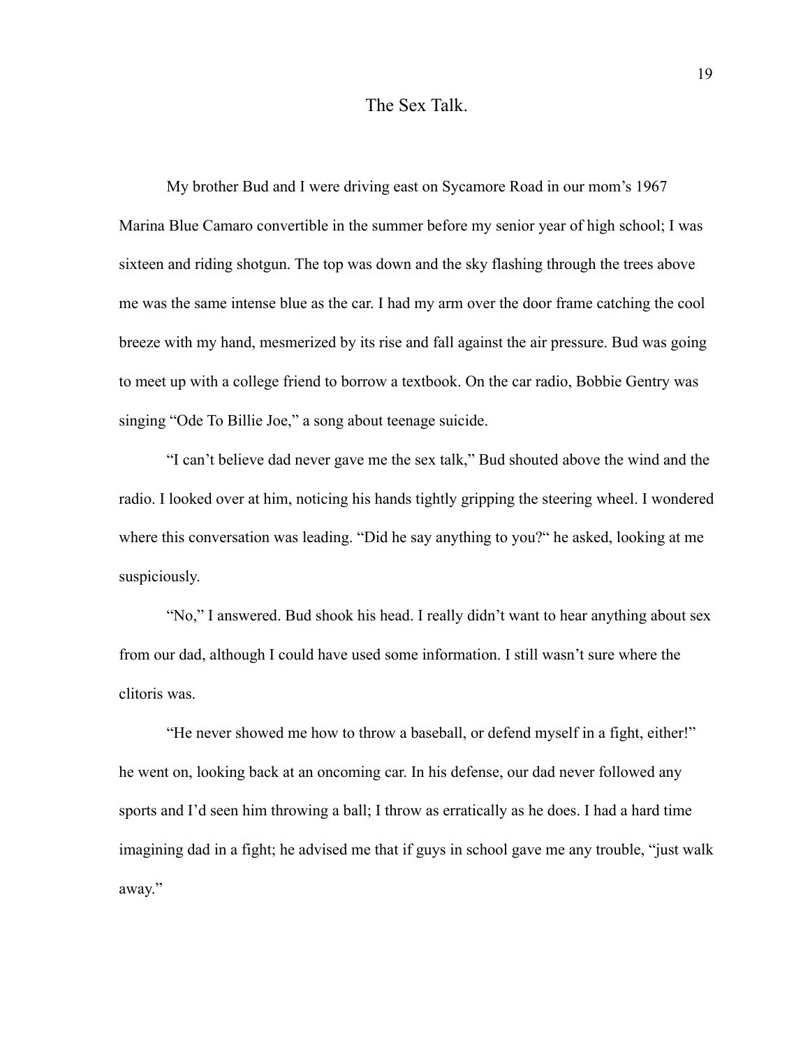# The Sex Talk.

My brother Bud and I were driving east on Sycamore Road in our mom's 1967 Marina Blue Camaro convertible in the summer before my senior year of high school; I was sixteen and riding shotgun. The top was down and the sky flashing through the trees above me was the same intense blue as the car. I had my arm over the door frame catching the cool breeze with my hand, mesmerized by its rise and fall against the air pressure. Bud was going to meet up with a college friend to borrow a textbook. On the car radio, Bobbie Gentry was singing "Ode To Billie Joe," a song about teenage suicide.

"I can't believe dad never gave me the sex talk," Bud shouted above the wind and the radio. I looked over at him, noticing his hands tightly gripping the steering wheel. I wondered where this conversation was leading. "Did he say anything to you?" he asked, looking at me suspiciously.

"No," I answered. Bud shook his head. I really didn't want to hear anything about sex from our dad, although I could have used some information. I still wasn't sure where the clitoris was.

"He never showed me how to throw a baseball, or defend myself in a fight, either!" he went on, looking back at an oncoming car. In his defense, our dad never followed any sports and I'd seen him throwing a ball; I throw as erratically as he does. I had a hard time imagining dad in a fight; he advised me that if guys in school gave me any trouble, "just walk away."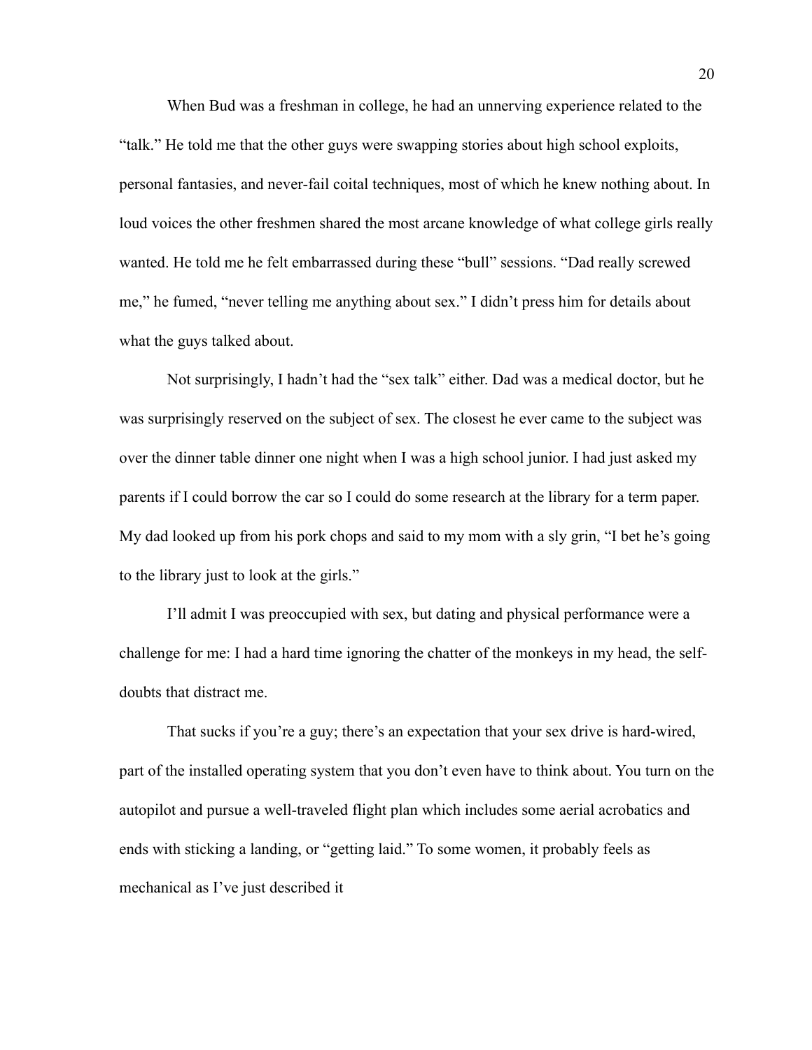When Bud was a freshman in college, he had an unnerving experience related to the "talk." He told me that the other guys were swapping stories about high school exploits, personal fantasies, and never-fail coital techniques, most of which he knew nothing about. In loud voices the other freshmen shared the most arcane knowledge of what college girls really wanted. He told me he felt embarrassed during these "bull" sessions. "Dad really screwed me," he fumed, "never telling me anything about sex." I didn't press him for details about what the guys talked about.

Not surprisingly, I hadn't had the "sex talk" either. Dad was a medical doctor, but he was surprisingly reserved on the subject of sex. The closest he ever came to the subject was over the dinner table dinner one night when I was a high school junior. I had just asked my parents if I could borrow the car so I could do some research at the library for a term paper. My dad looked up from his pork chops and said to my mom with a sly grin, "I bet he's going to the library just to look at the girls."

I'll admit I was preoccupied with sex, but dating and physical performance were a challenge for me: I had a hard time ignoring the chatter of the monkeys in my head, the self-doubts that distract me.

That sucks if you're a guy; there's an expectation that your sex drive is hard-wired, part of the installed operating system that you don't even have to think about. You turn on the autopilot and pursue a well-traveled flight plan which includes some aerial acrobatics and ends with sticking a landing, or "getting laid." To some women, it probably feels as mechanical as I've just described it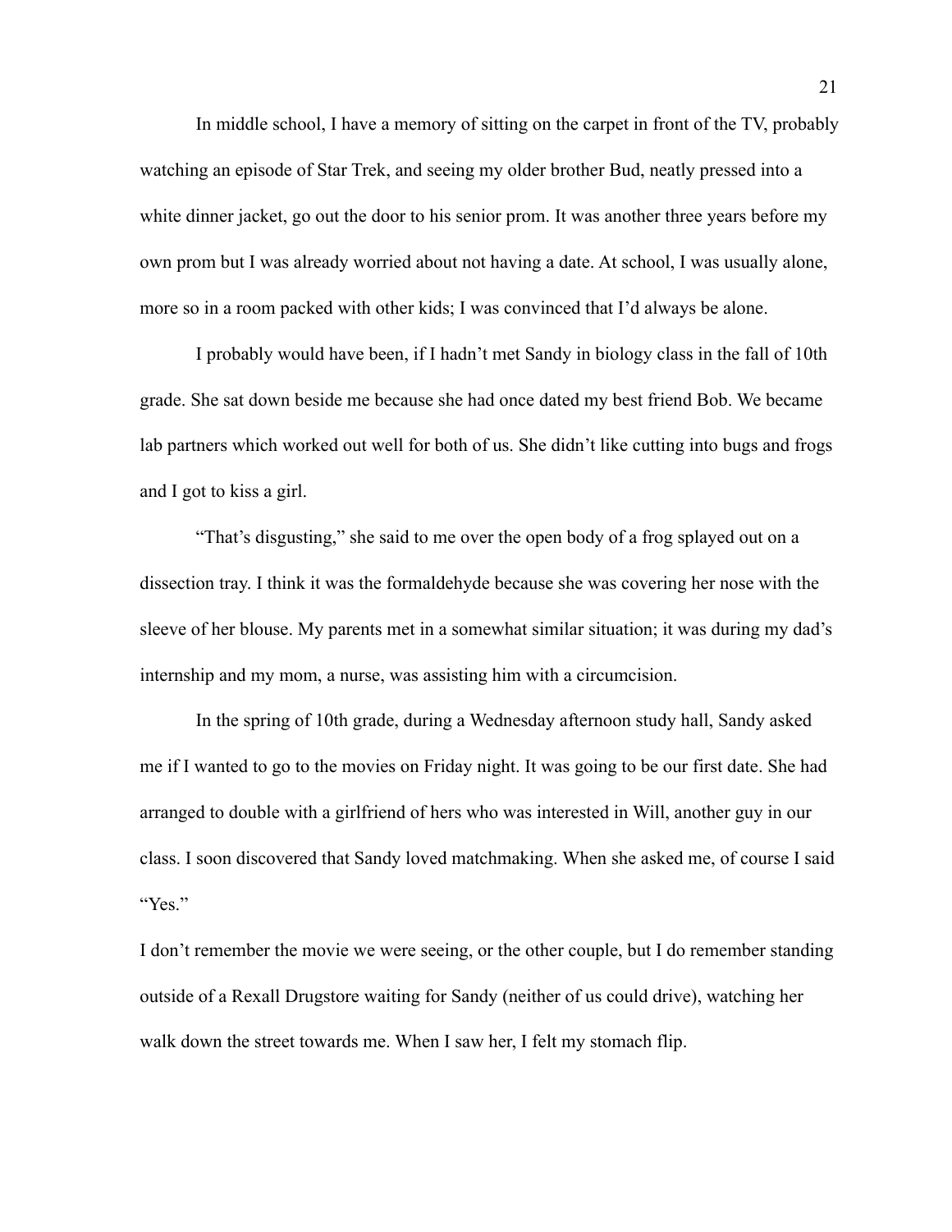In middle school, I have a memory of sitting on the carpet in front of the TV, probably watching an episode of Star Trek, and seeing my older brother Bud, neatly pressed into a white dinner jacket, go out the door to his senior prom. It was another three years before my own prom but I was already worried about not having a date. At school, I was usually alone, more so in a room packed with other kids; I was convinced that I'd always be alone.

I probably would have been, if I hadn't met Sandy in biology class in the fall of 10th grade. She sat down beside me because she had once dated my best friend Bob. We became lab partners which worked out well for both of us. She didn't like cutting into bugs and frogs and I got to kiss a girl.

"That's disgusting," she said to me over the open body of a frog splayed out on a dissection tray. I think it was the formaldehyde because she was covering her nose with the sleeve of her blouse. My parents met in a somewhat similar situation; it was during my dad's internship and my mom, a nurse, was assisting him with a circumcision.

In the spring of 10th grade, during a Wednesday afternoon study hall, Sandy asked me if I wanted to go to the movies on Friday night. It was going to be our first date. She had arranged to double with a girlfriend of hers who was interested in Will, another guy in our class. I soon discovered that Sandy loved matchmaking. When she asked me, of course I said "Yes."

I don't remember the movie we were seeing, or the other couple, but I do remember standing outside of a Rexall Drugstore waiting for Sandy (neither of us could drive), watching her walk down the street towards me. When I saw her, I felt my stomach flip.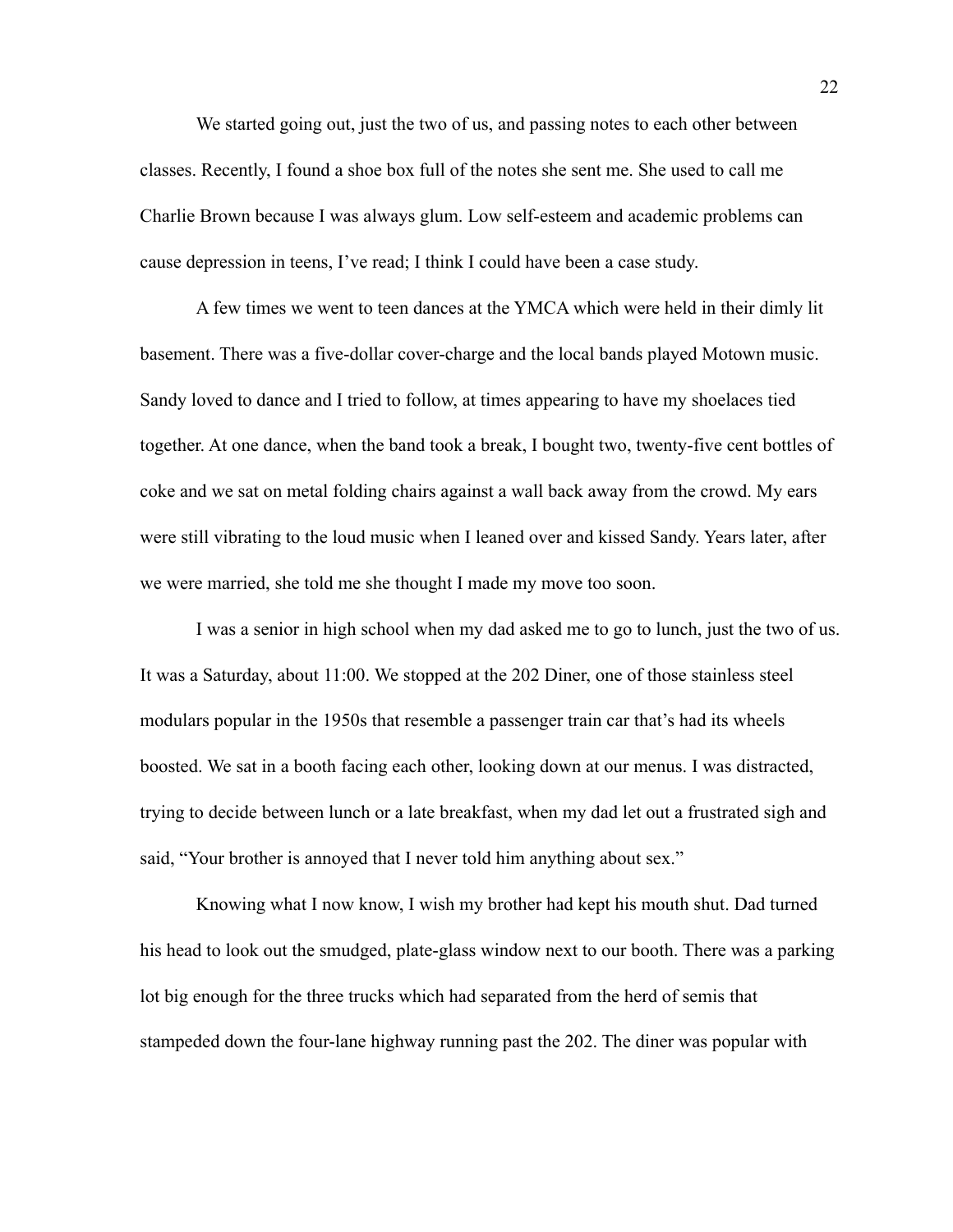We started going out, just the two of us, and passing notes to each other between classes. Recently, I found a shoe box full of the notes she sent me. She used to call me Charlie Brown because I was always glum. Low self-esteem and academic problems can cause depression in teens, I've read; I think I could have been a case study.

A few times we went to teen dances at the YMCA which were held in their dimly lit basement. There was a five-dollar cover-charge and the local bands played Motown music. Sandy loved to dance and I tried to follow, at times appearing to have my shoelaces tied together. At one dance, when the band took a break, I bought two, twenty-five cent bottles of coke and we sat on metal folding chairs against a wall back away from the crowd. My ears were still vibrating to the loud music when I leaned over and kissed Sandy. Years later, after we were married, she told me she thought I made my move too soon.

I was a senior in high school when my dad asked me to go to lunch, just the two of us. It was a Saturday, about 11:00. We stopped at the 202 Diner, one of those stainless steel modulars popular in the 1950s that resemble a passenger train car that's had its wheels boosted. We sat in a booth facing each other, looking down at our menus. I was distracted, trying to decide between lunch or a late breakfast, when my dad let out a frustrated sigh and said, "Your brother is annoyed that I never told him anything about sex."

Knowing what I now know, I wish my brother had kept his mouth shut. Dad turned his head to look out the smudged, plate-glass window next to our booth. There was a parking lot big enough for the three trucks which had separated from the herd of semis that stampeded down the four-lane highway running past the 202. The diner was popular with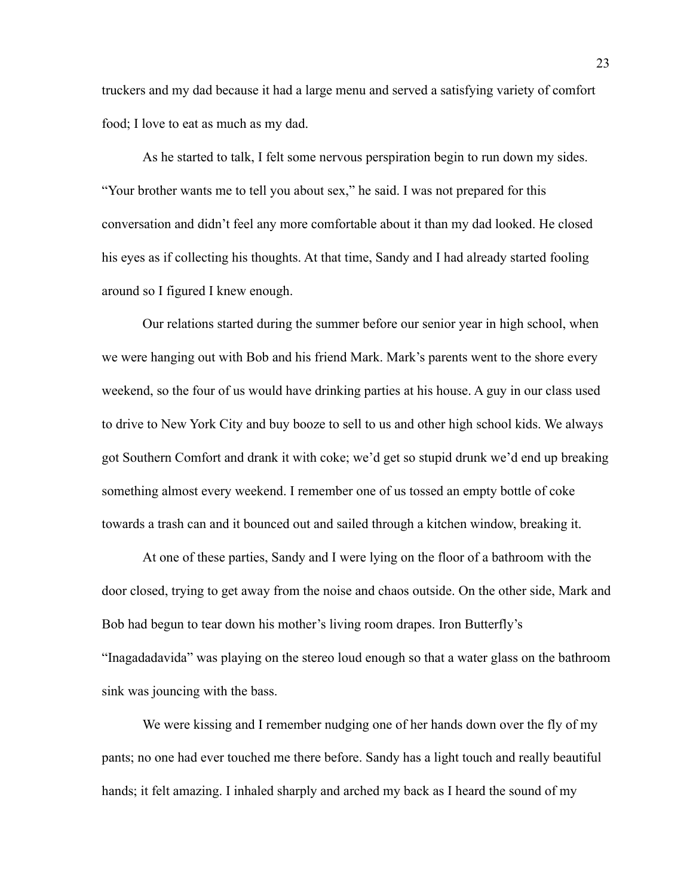truckers and my dad because it had a large menu and served a satisfying variety of comfort food; I love to eat as much as my dad.

As he started to talk, I felt some nervous perspiration begin to run down my sides. "Your brother wants me to tell you about sex," he said. I was not prepared for this conversation and didn't feel any more comfortable about it than my dad looked. He closed his eyes as if collecting his thoughts. At that time, Sandy and I had already started fooling around so I figured I knew enough.

Our relations started during the summer before our senior year in high school, when we were hanging out with Bob and his friend Mark. Mark's parents went to the shore every weekend, so the four of us would have drinking parties at his house. A guy in our class used to drive to New York City and buy booze to sell to us and other high school kids. We always got Southern Comfort and drank it with coke; we'd get so stupid drunk we'd end up breaking something almost every weekend. I remember one of us tossed an empty bottle of coke towards a trash can and it bounced out and sailed through a kitchen window, breaking it.

At one of these parties, Sandy and I were lying on the floor of a bathroom with the door closed, trying to get away from the noise and chaos outside. On the other side, Mark and Bob had begun to tear down his mother's living room drapes. Iron Butterfly's "Inagadadavida" was playing on the stereo loud enough so that a water glass on the bathroom sink was jouncing with the bass.

We were kissing and I remember nudging one of her hands down over the fly of my pants; no one had ever touched me there before. Sandy has a light touch and really beautiful hands; it felt amazing. I inhaled sharply and arched my back as I heard the sound of my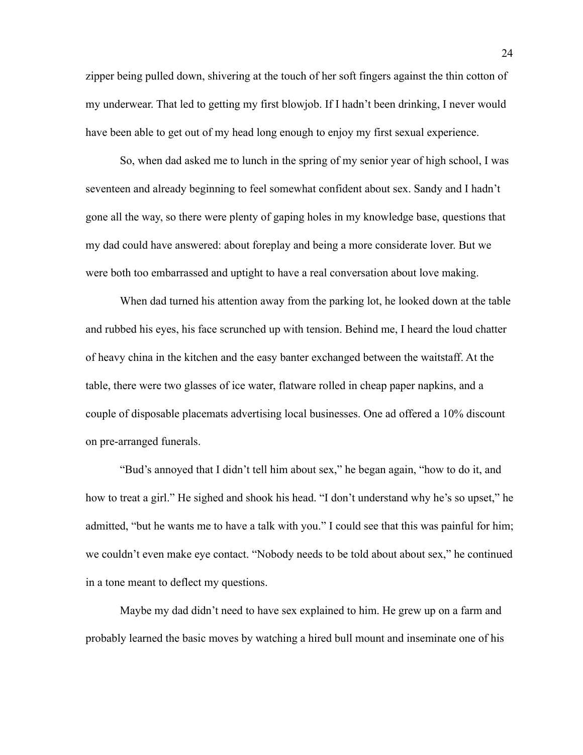zipper being pulled down, shivering at the touch of her soft fingers against the thin cotton of my underwear. That led to getting my first blowjob. If I hadn't been drinking, I never would have been able to get out of my head long enough to enjoy my first sexual experience.

So, when dad asked me to lunch in the spring of my senior year of high school, I was seventeen and already beginning to feel somewhat confident about sex. Sandy and I hadn't gone all the way, so there were plenty of gaping holes in my knowledge base, questions that my dad could have answered: about foreplay and being a more considerate lover. But we were both too embarrassed and uptight to have a real conversation about love making.

When dad turned his attention away from the parking lot, he looked down at the table and rubbed his eyes, his face scrunched up with tension. Behind me, I heard the loud chatter of heavy china in the kitchen and the easy banter exchanged between the waitstaff. At the table, there were two glasses of ice water, flatware rolled in cheap paper napkins, and a couple of disposable placemats advertising local businesses. One ad offered a 10% discount on pre-arranged funerals.

"Bud's annoyed that I didn't tell him about sex," he began again, "how to do it, and how to treat a girl." He sighed and shook his head. "I don't understand why he's so upset," he admitted, "but he wants me to have a talk with you." I could see that this was painful for him; we couldn't even make eye contact. "Nobody needs to be told about about sex," he continued in a tone meant to deflect my questions.

Maybe my dad didn't need to have sex explained to him. He grew up on a farm and probably learned the basic moves by watching a hired bull mount and inseminate one of his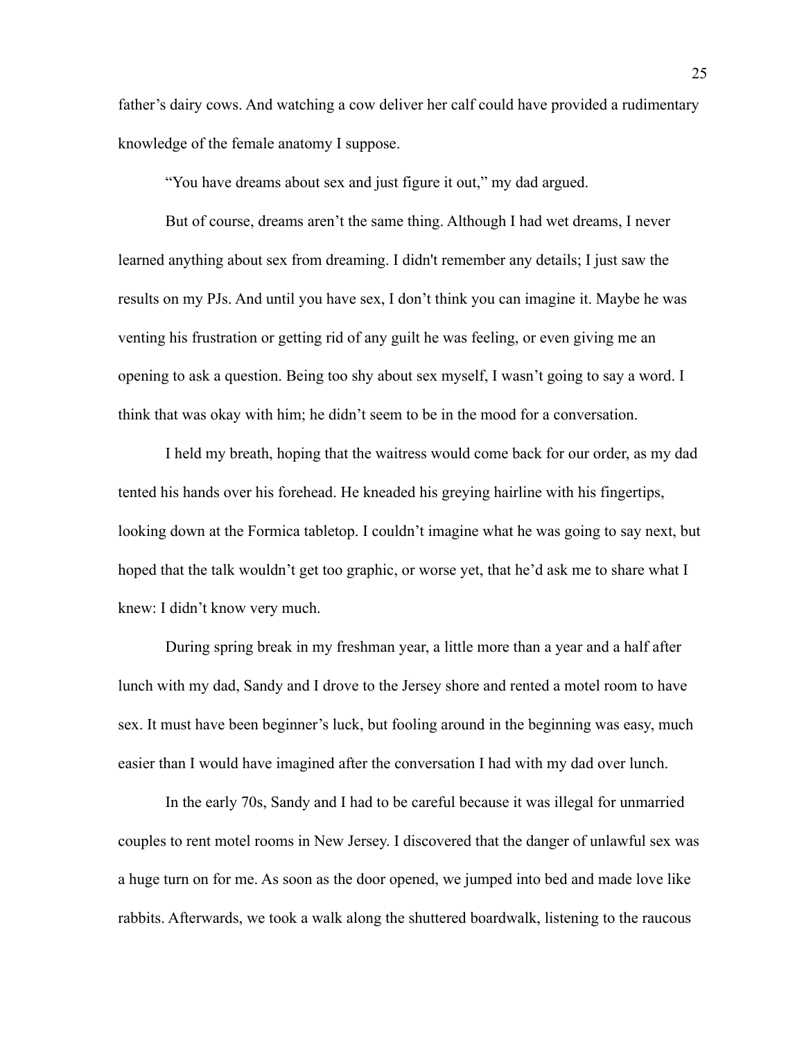father's dairy cows. And watching a cow deliver her calf could have provided a rudimentary knowledge of the female anatomy I suppose.

"You have dreams about sex and just figure it out," my dad argued.

But of course, dreams aren't the same thing. Although I had wet dreams, I never learned anything about sex from dreaming. I didn't remember any details; I just saw the results on my PJs. And until you have sex, I don't think you can imagine it. Maybe he was venting his frustration or getting rid of any guilt he was feeling, or even giving me an opening to ask a question. Being too shy about sex myself, I wasn't going to say a word. I think that was okay with him; he didn't seem to be in the mood for a conversation.

I held my breath, hoping that the waitress would come back for our order, as my dad tented his hands over his forehead. He kneaded his greying hairline with his fingertips, looking down at the Formica tabletop. I couldn't imagine what he was going to say next, but hoped that the talk wouldn't get too graphic, or worse yet, that he'd ask me to share what I knew: I didn't know very much.

During spring break in my freshman year, a little more than a year and a half after lunch with my dad, Sandy and I drove to the Jersey shore and rented a motel room to have sex. It must have been beginner's luck, but fooling around in the beginning was easy, much easier than I would have imagined after the conversation I had with my dad over lunch.

In the early 70s, Sandy and I had to be careful because it was illegal for unmarried couples to rent motel rooms in New Jersey. I discovered that the danger of unlawful sex was a huge turn on for me. As soon as the door opened, we jumped into bed and made love like rabbits. Afterwards, we took a walk along the shuttered boardwalk, listening to the raucous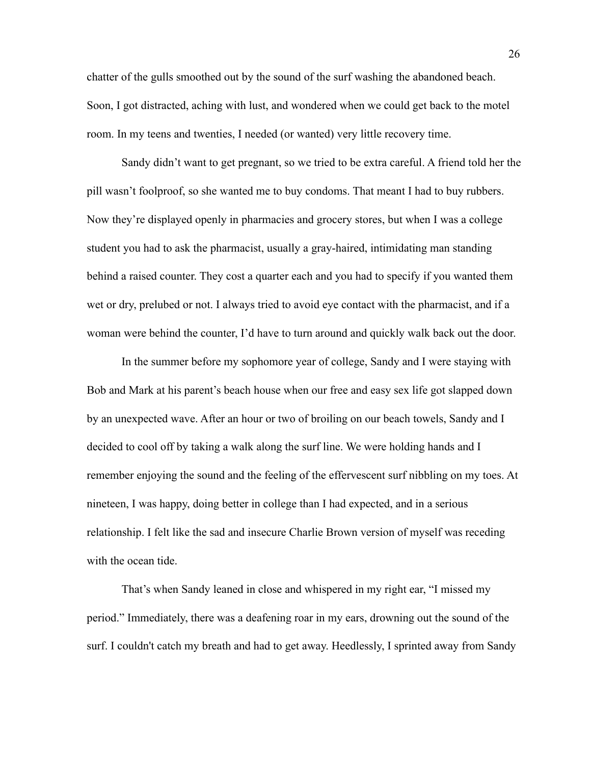chatter of the gulls smoothed out by the sound of the surf washing the abandoned beach. Soon, I got distracted, aching with lust, and wondered when we could get back to the motel room. In my teens and twenties, I needed (or wanted) very little recovery time.

Sandy didn't want to get pregnant, so we tried to be extra careful. A friend told her the pill wasn't foolproof, so she wanted me to buy condoms. That meant I had to buy rubbers. Now they're displayed openly in pharmacies and grocery stores, but when I was a college student you had to ask the pharmacist, usually a gray-haired, intimidating man standing behind a raised counter. They cost a quarter each and you had to specify if you wanted them wet or dry, prelubed or not. I always tried to avoid eye contact with the pharmacist, and if a woman were behind the counter, I'd have to turn around and quickly walk back out the door.

In the summer before my sophomore year of college, Sandy and I were staying with Bob and Mark at his parent's beach house when our free and easy sex life got slapped down by an unexpected wave. After an hour or two of broiling on our beach towels, Sandy and I decided to cool off by taking a walk along the surf line. We were holding hands and I remember enjoying the sound and the feeling of the effervescent surf nibbling on my toes. At nineteen, I was happy, doing better in college than I had expected, and in a serious relationship. I felt like the sad and insecure Charlie Brown version of myself was receding with the ocean tide.

That's when Sandy leaned in close and whispered in my right ear, "I missed my period." Immediately, there was a deafening roar in my ears, drowning out the sound of the surf. I couldn't catch my breath and had to get away. Heedlessly, I sprinted away from Sandy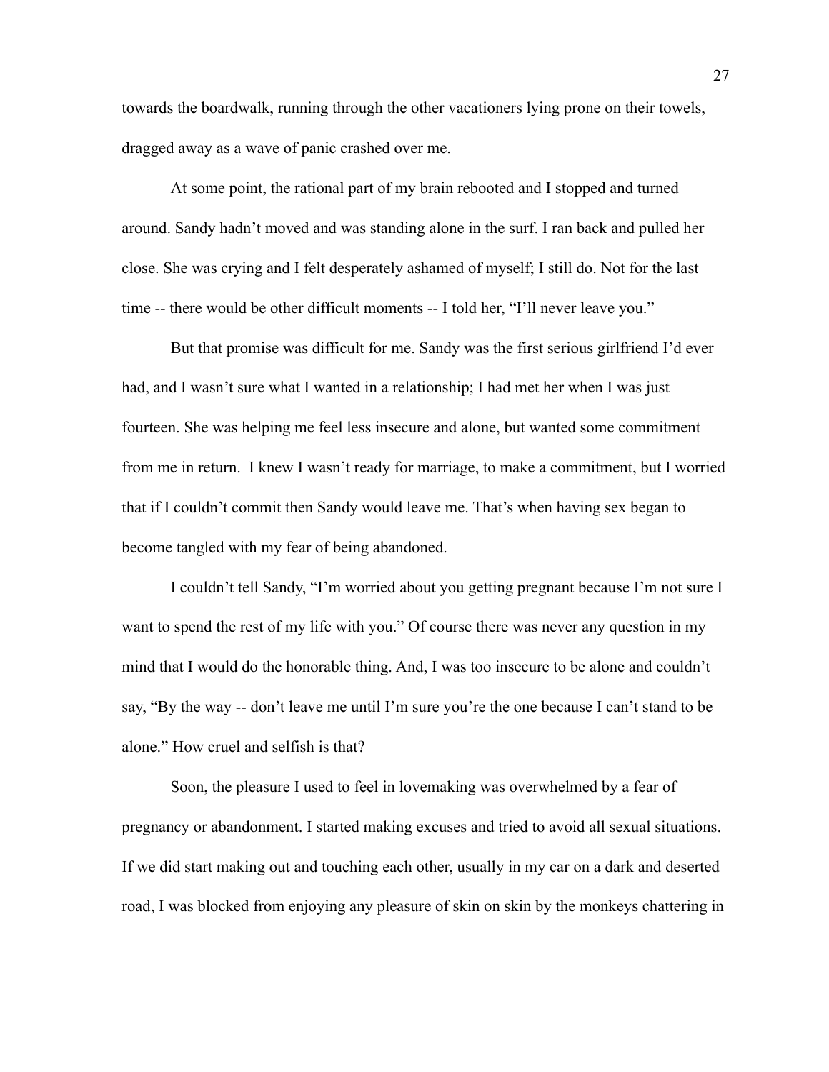towards the boardwalk, running through the other vacationers lying prone on their towels, dragged away as a wave of panic crashed over me.

At some point, the rational part of my brain rebooted and I stopped and turned around. Sandy hadn't moved and was standing alone in the surf. I ran back and pulled her close. She was crying and I felt desperately ashamed of myself; I still do. Not for the last time -- there would be other difficult moments -- I told her, "I'll never leave you."

But that promise was difficult for me. Sandy was the first serious girlfriend I'd ever had, and I wasn't sure what I wanted in a relationship; I had met her when I was just fourteen. She was helping me feel less insecure and alone, but wanted some commitment from me in return.  I knew I wasn't ready for marriage, to make a commitment, but I worried that if I couldn't commit then Sandy would leave me. That's when having sex began to become tangled with my fear of being abandoned.

I couldn't tell Sandy, "I'm worried about you getting pregnant because I'm not sure I want to spend the rest of my life with you." Of course there was never any question in my mind that I would do the honorable thing. And, I was too insecure to be alone and couldn't say, "By the way -- don't leave me until I'm sure you're the one because I can't stand to be alone." How cruel and selfish is that?

Soon, the pleasure I used to feel in lovemaking was overwhelmed by a fear of pregnancy or abandonment. I started making excuses and tried to avoid all sexual situations. If we did start making out and touching each other, usually in my car on a dark and deserted road, I was blocked from enjoying any pleasure of skin on skin by the monkeys chattering in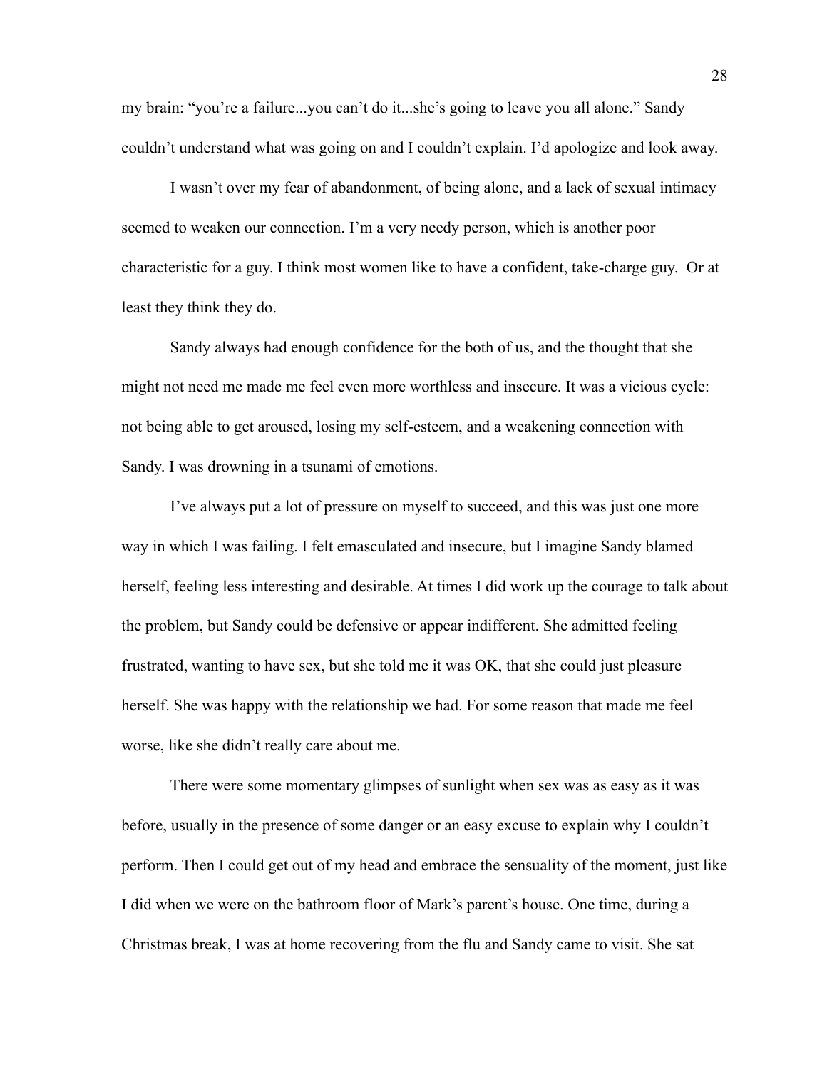my brain: “you’re a failure...you can’t do it...she’s going to leave you all alone.” Sandy couldn’t understand what was going on and I couldn’t explain. I’d apologize and look away.

I wasn’t over my fear of abandonment, of being alone, and a lack of sexual intimacy seemed to weaken our connection. I’m a very needy person, which is another poor characteristic for a guy. I think most women like to have a confident, take-charge guy. Or at least they think they do.

Sandy always had enough confidence for the both of us, and the thought that she might not need me made me feel even more worthless and insecure. It was a vicious cycle: not being able to get aroused, losing my self-esteem, and a weakening connection with Sandy. I was drowning in a tsunami of emotions.

I’ve always put a lot of pressure on myself to succeed, and this was just one more way in which I was failing. I felt emasculated and insecure, but I imagine Sandy blamed herself, feeling less interesting and desirable. At times I did work up the courage to talk about the problem, but Sandy could be defensive or appear indifferent. She admitted feeling frustrated, wanting to have sex, but she told me it was OK, that she could just pleasure herself. She was happy with the relationship we had. For some reason that made me feel worse, like she didn’t really care about me.

There were some momentary glimpses of sunlight when sex was as easy as it was before, usually in the presence of some danger or an easy excuse to explain why I couldn’t perform. Then I could get out of my head and embrace the sensuality of the moment, just like I did when we were on the bathroom floor of Mark’s parent’s house. One time, during a Christmas break, I was at home recovering from the flu and Sandy came to visit. She sat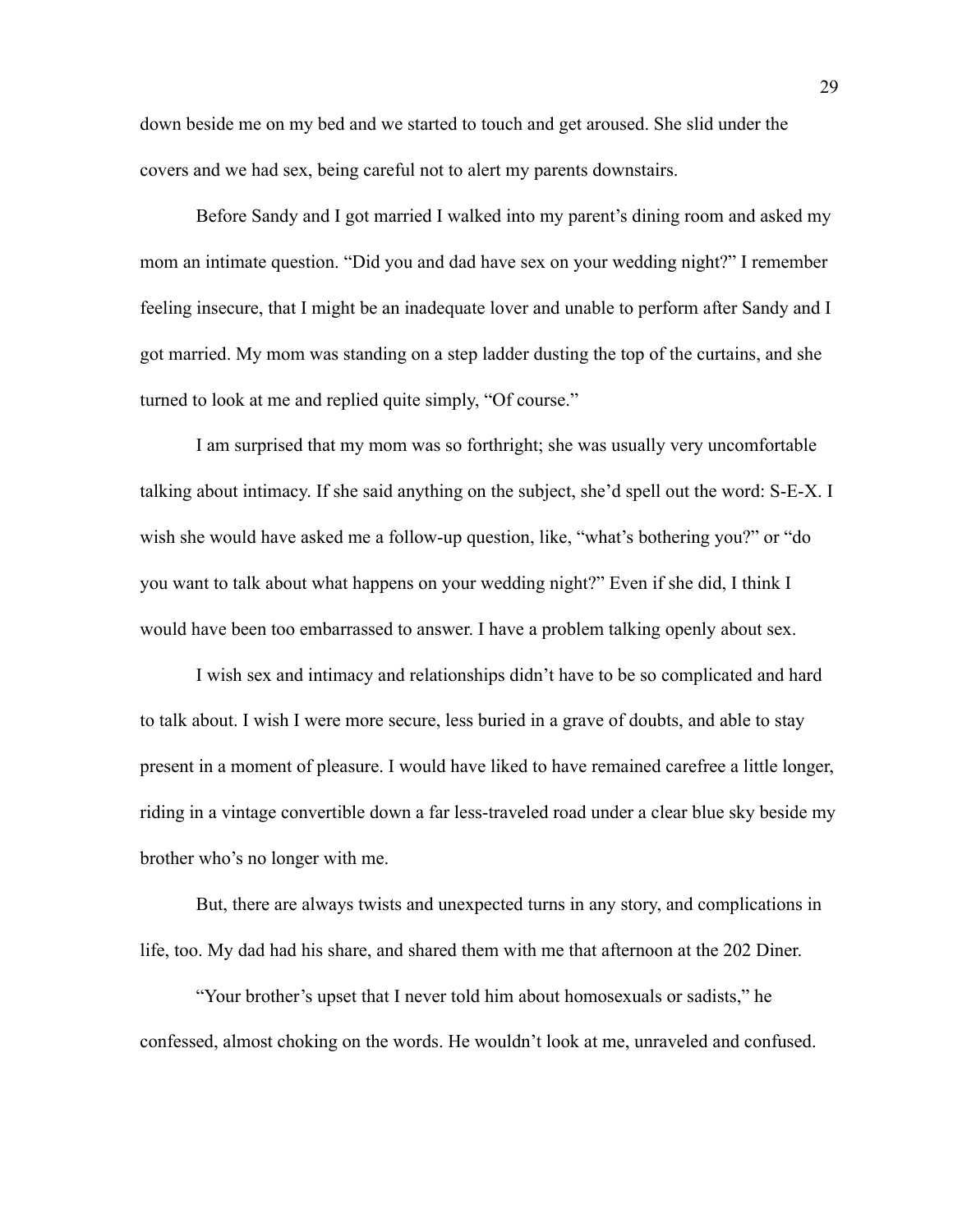down beside me on my bed and we started to touch and get aroused. She slid under the covers and we had sex, being careful not to alert my parents downstairs.

Before Sandy and I got married I walked into my parent's dining room and asked my mom an intimate question. "Did you and dad have sex on your wedding night?" I remember feeling insecure, that I might be an inadequate lover and unable to perform after Sandy and I got married. My mom was standing on a step ladder dusting the top of the curtains, and she turned to look at me and replied quite simply, "Of course."

I am surprised that my mom was so forthright; she was usually very uncomfortable talking about intimacy. If she said anything on the subject, she'd spell out the word: S-E-X. I wish she would have asked me a follow-up question, like, "what's bothering you?" or "do you want to talk about what happens on your wedding night?" Even if she did, I think I would have been too embarrassed to answer. I have a problem talking openly about sex.

I wish sex and intimacy and relationships didn't have to be so complicated and hard to talk about. I wish I were more secure, less buried in a grave of doubts, and able to stay present in a moment of pleasure. I would have liked to have remained carefree a little longer, riding in a vintage convertible down a far less-traveled road under a clear blue sky beside my brother who's no longer with me.

But, there are always twists and unexpected turns in any story, and complications in life, too. My dad had his share, and shared them with me that afternoon at the 202 Diner.

"Your brother's upset that I never told him about homosexuals or sadists," he confessed, almost choking on the words. He wouldn't look at me, unraveled and confused.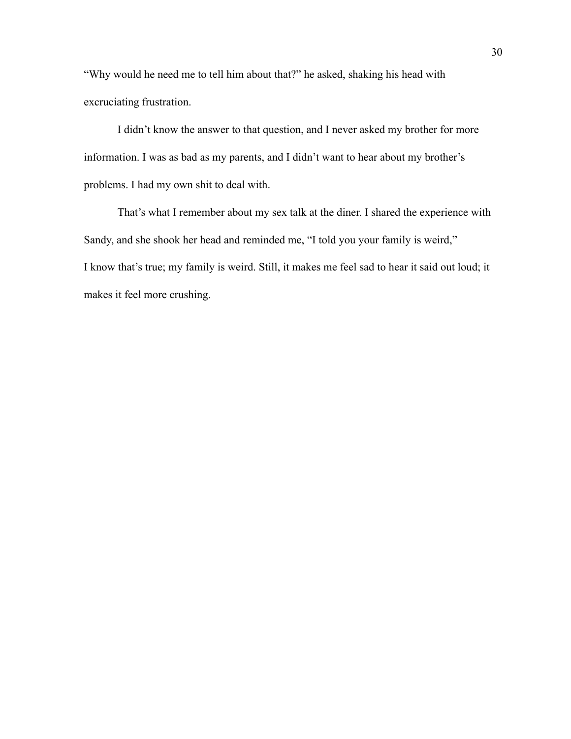"Why would he need me to tell him about that?" he asked, shaking his head with excruciating frustration.

I didn't know the answer to that question, and I never asked my brother for more information. I was as bad as my parents, and I didn't want to hear about my brother's problems. I had my own shit to deal with.

That's what I remember about my sex talk at the diner. I shared the experience with Sandy, and she shook her head and reminded me, "I told you your family is weird,"
I know that's true; my family is weird. Still, it makes me feel sad to hear it said out loud; it makes it feel more crushing.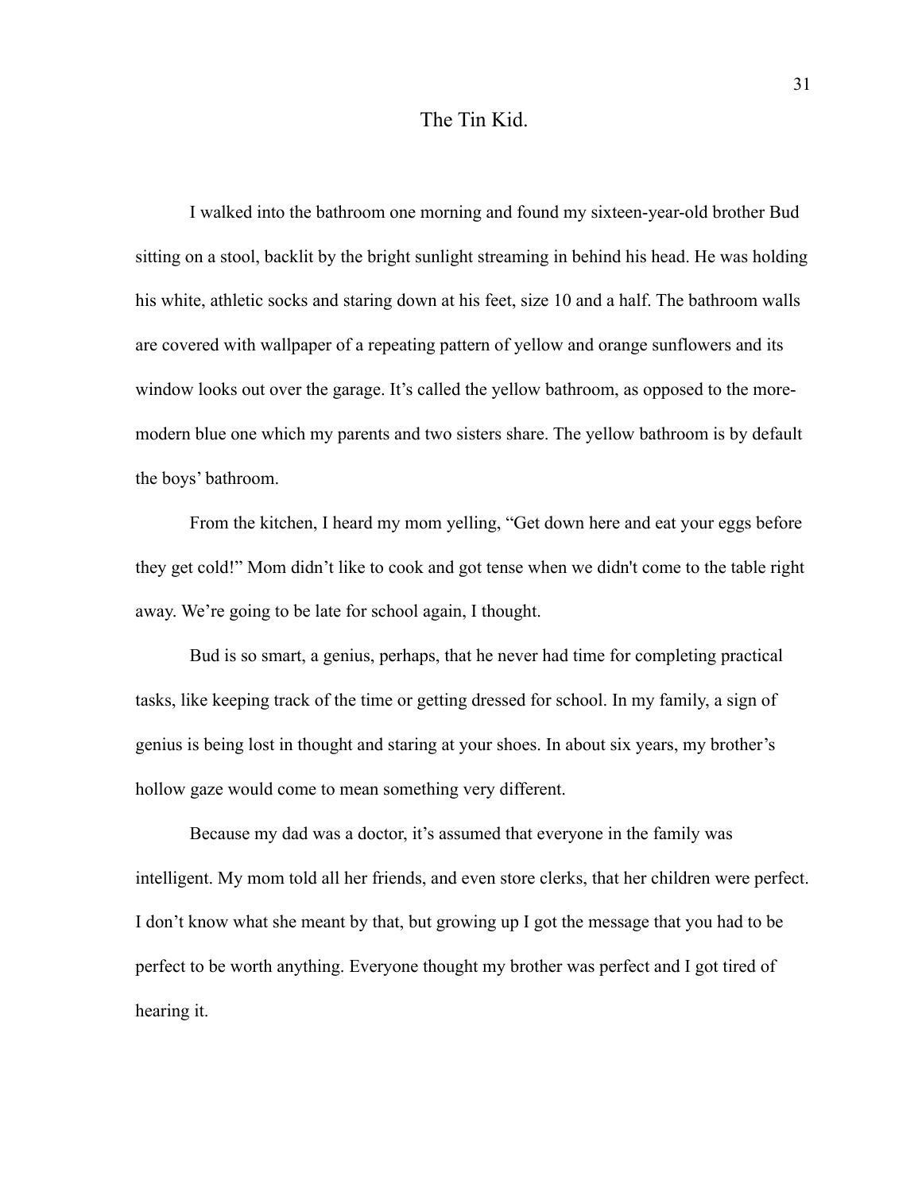# The Tin Kid.

I walked into the bathroom one morning and found my sixteen-year-old brother Bud sitting on a stool, backlit by the bright sunlight streaming in behind his head. He was holding his white, athletic socks and staring down at his feet, size 10 and a half. The bathroom walls are covered with wallpaper of a repeating pattern of yellow and orange sunflowers and its window looks out over the garage. It's called the yellow bathroom, as opposed to the more-modern blue one which my parents and two sisters share. The yellow bathroom is by default the boys' bathroom.

From the kitchen, I heard my mom yelling, "Get down here and eat your eggs before they get cold!" Mom didn't like to cook and got tense when we didn't come to the table right away. We're going to be late for school again, I thought.

Bud is so smart, a genius, perhaps, that he never had time for completing practical tasks, like keeping track of the time or getting dressed for school. In my family, a sign of genius is being lost in thought and staring at your shoes. In about six years, my brother's hollow gaze would come to mean something very different.

Because my dad was a doctor, it's assumed that everyone in the family was intelligent. My mom told all her friends, and even store clerks, that her children were perfect. I don't know what she meant by that, but growing up I got the message that you had to be perfect to be worth anything. Everyone thought my brother was perfect and I got tired of hearing it.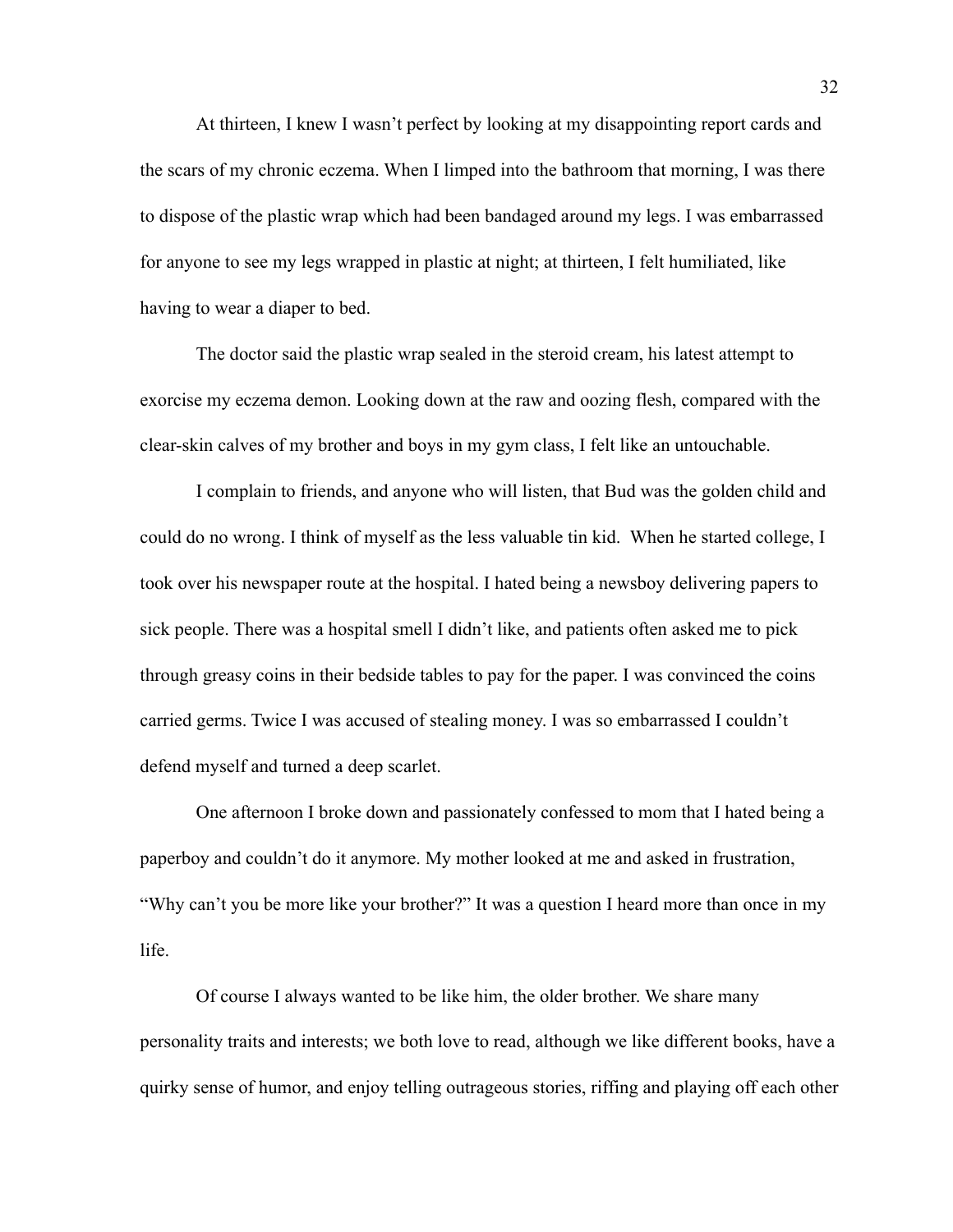At thirteen, I knew I wasn't perfect by looking at my disappointing report cards and the scars of my chronic eczema. When I limped into the bathroom that morning, I was there to dispose of the plastic wrap which had been bandaged around my legs. I was embarrassed for anyone to see my legs wrapped in plastic at night; at thirteen, I felt humiliated, like having to wear a diaper to bed.

The doctor said the plastic wrap sealed in the steroid cream, his latest attempt to exorcise my eczema demon. Looking down at the raw and oozing flesh, compared with the clear-skin calves of my brother and boys in my gym class, I felt like an untouchable.

I complain to friends, and anyone who will listen, that Bud was the golden child and could do no wrong. I think of myself as the less valuable tin kid.  When he started college, I took over his newspaper route at the hospital. I hated being a newsboy delivering papers to sick people. There was a hospital smell I didn't like, and patients often asked me to pick through greasy coins in their bedside tables to pay for the paper. I was convinced the coins carried germs. Twice I was accused of stealing money. I was so embarrassed I couldn't defend myself and turned a deep scarlet.

One afternoon I broke down and passionately confessed to mom that I hated being a paperboy and couldn't do it anymore. My mother looked at me and asked in frustration, "Why can't you be more like your brother?" It was a question I heard more than once in my life.

Of course I always wanted to be like him, the older brother. We share many personality traits and interests; we both love to read, although we like different books, have a quirky sense of humor, and enjoy telling outrageous stories, riffing and playing off each other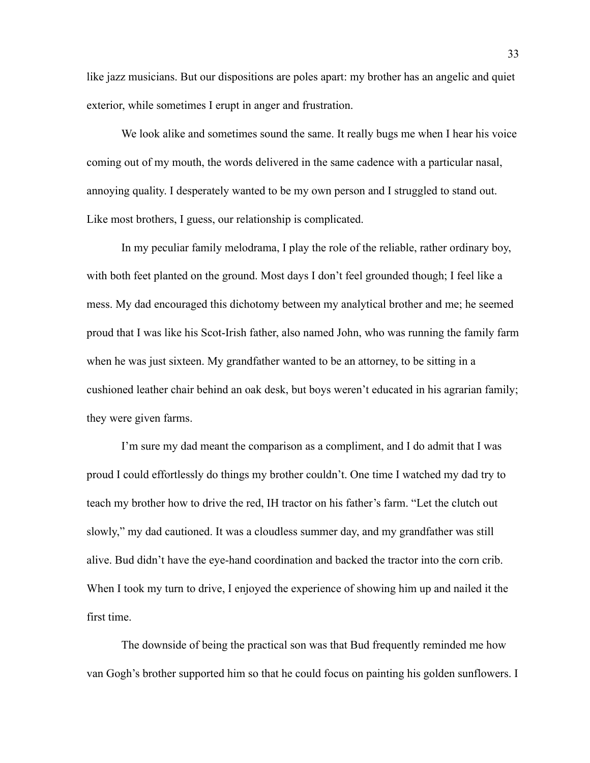like jazz musicians. But our dispositions are poles apart: my brother has an angelic and quiet exterior, while sometimes I erupt in anger and frustration.

We look alike and sometimes sound the same. It really bugs me when I hear his voice coming out of my mouth, the words delivered in the same cadence with a particular nasal, annoying quality. I desperately wanted to be my own person and I struggled to stand out. Like most brothers, I guess, our relationship is complicated.

In my peculiar family melodrama, I play the role of the reliable, rather ordinary boy, with both feet planted on the ground. Most days I don't feel grounded though; I feel like a mess. My dad encouraged this dichotomy between my analytical brother and me; he seemed proud that I was like his Scot-Irish father, also named John, who was running the family farm when he was just sixteen. My grandfather wanted to be an attorney, to be sitting in a cushioned leather chair behind an oak desk, but boys weren't educated in his agrarian family; they were given farms.

I'm sure my dad meant the comparison as a compliment, and I do admit that I was proud I could effortlessly do things my brother couldn't. One time I watched my dad try to teach my brother how to drive the red, IH tractor on his father's farm. "Let the clutch out slowly," my dad cautioned. It was a cloudless summer day, and my grandfather was still alive. Bud didn't have the eye-hand coordination and backed the tractor into the corn crib. When I took my turn to drive, I enjoyed the experience of showing him up and nailed it the first time.

The downside of being the practical son was that Bud frequently reminded me how van Gogh's brother supported him so that he could focus on painting his golden sunflowers. I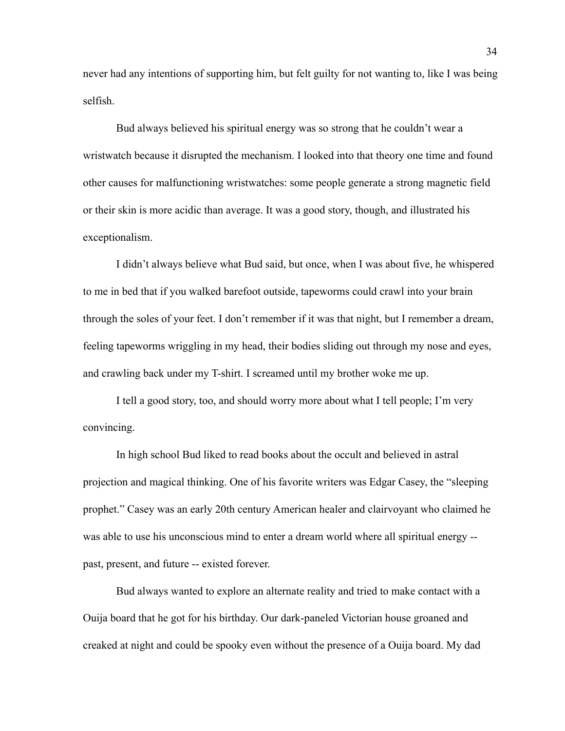never had any intentions of supporting him, but felt guilty for not wanting to, like I was being selfish.

Bud always believed his spiritual energy was so strong that he couldn't wear a wristwatch because it disrupted the mechanism. I looked into that theory one time and found other causes for malfunctioning wristwatches: some people generate a strong magnetic field or their skin is more acidic than average. It was a good story, though, and illustrated his exceptionalism.

I didn't always believe what Bud said, but once, when I was about five, he whispered to me in bed that if you walked barefoot outside, tapeworms could crawl into your brain through the soles of your feet. I don't remember if it was that night, but I remember a dream, feeling tapeworms wriggling in my head, their bodies sliding out through my nose and eyes, and crawling back under my T-shirt. I screamed until my brother woke me up.

I tell a good story, too, and should worry more about what I tell people; I'm very convincing.

In high school Bud liked to read books about the occult and believed in astral projection and magical thinking. One of his favorite writers was Edgar Casey, the "sleeping prophet." Casey was an early 20th century American healer and clairvoyant who claimed he was able to use his unconscious mind to enter a dream world where all spiritual energy -- past, present, and future -- existed forever.

Bud always wanted to explore an alternate reality and tried to make contact with a Ouija board that he got for his birthday. Our dark-paneled Victorian house groaned and creaked at night and could be spooky even without the presence of a Ouija board. My dad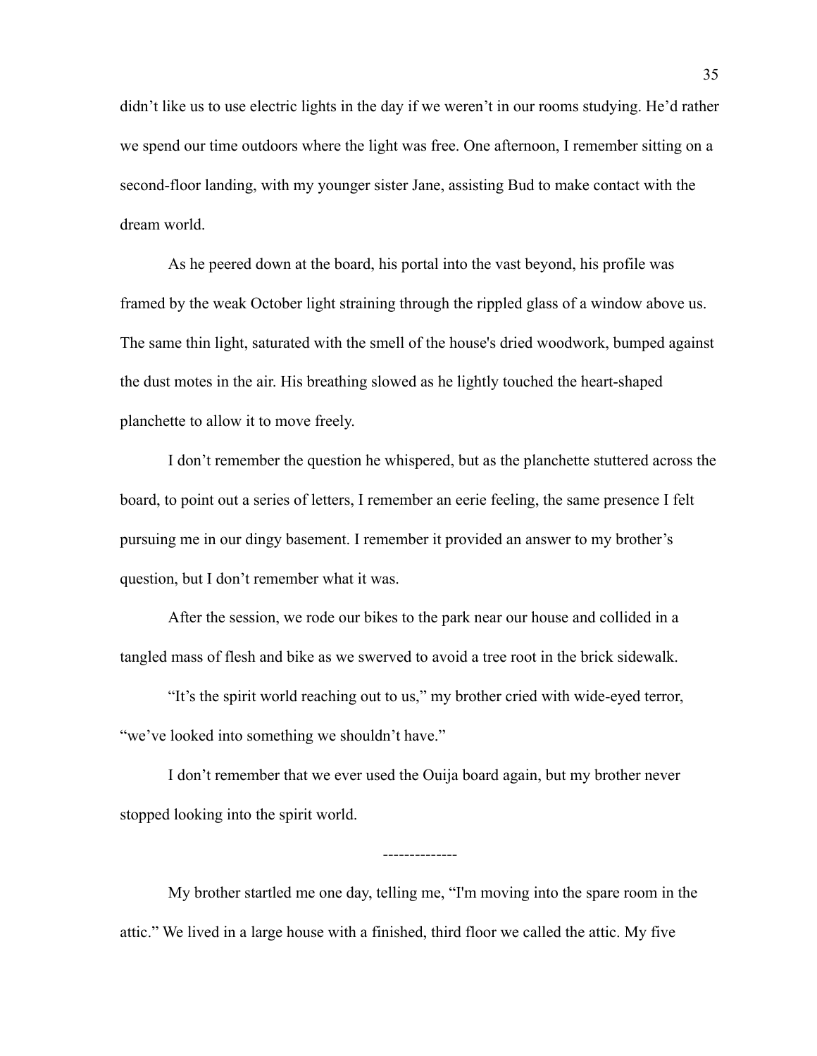didn't like us to use electric lights in the day if we weren't in our rooms studying. He'd rather we spend our time outdoors where the light was free. One afternoon, I remember sitting on a second-floor landing, with my younger sister Jane, assisting Bud to make contact with the dream world.

As he peered down at the board, his portal into the vast beyond, his profile was framed by the weak October light straining through the rippled glass of a window above us. The same thin light, saturated with the smell of the house's dried woodwork, bumped against the dust motes in the air. His breathing slowed as he lightly touched the heart-shaped planchette to allow it to move freely.

I don't remember the question he whispered, but as the planchette stuttered across the board, to point out a series of letters, I remember an eerie feeling, the same presence I felt pursuing me in our dingy basement. I remember it provided an answer to my brother's question, but I don't remember what it was.

After the session, we rode our bikes to the park near our house and collided in a tangled mass of flesh and bike as we swerved to avoid a tree root in the brick sidewalk.

"It's the spirit world reaching out to us," my brother cried with wide-eyed terror, "we've looked into something we shouldn't have."

I don't remember that we ever used the Ouija board again, but my brother never stopped looking into the spirit world.

--------------

My brother startled me one day, telling me, "I'm moving into the spare room in the attic." We lived in a large house with a finished, third floor we called the attic. My five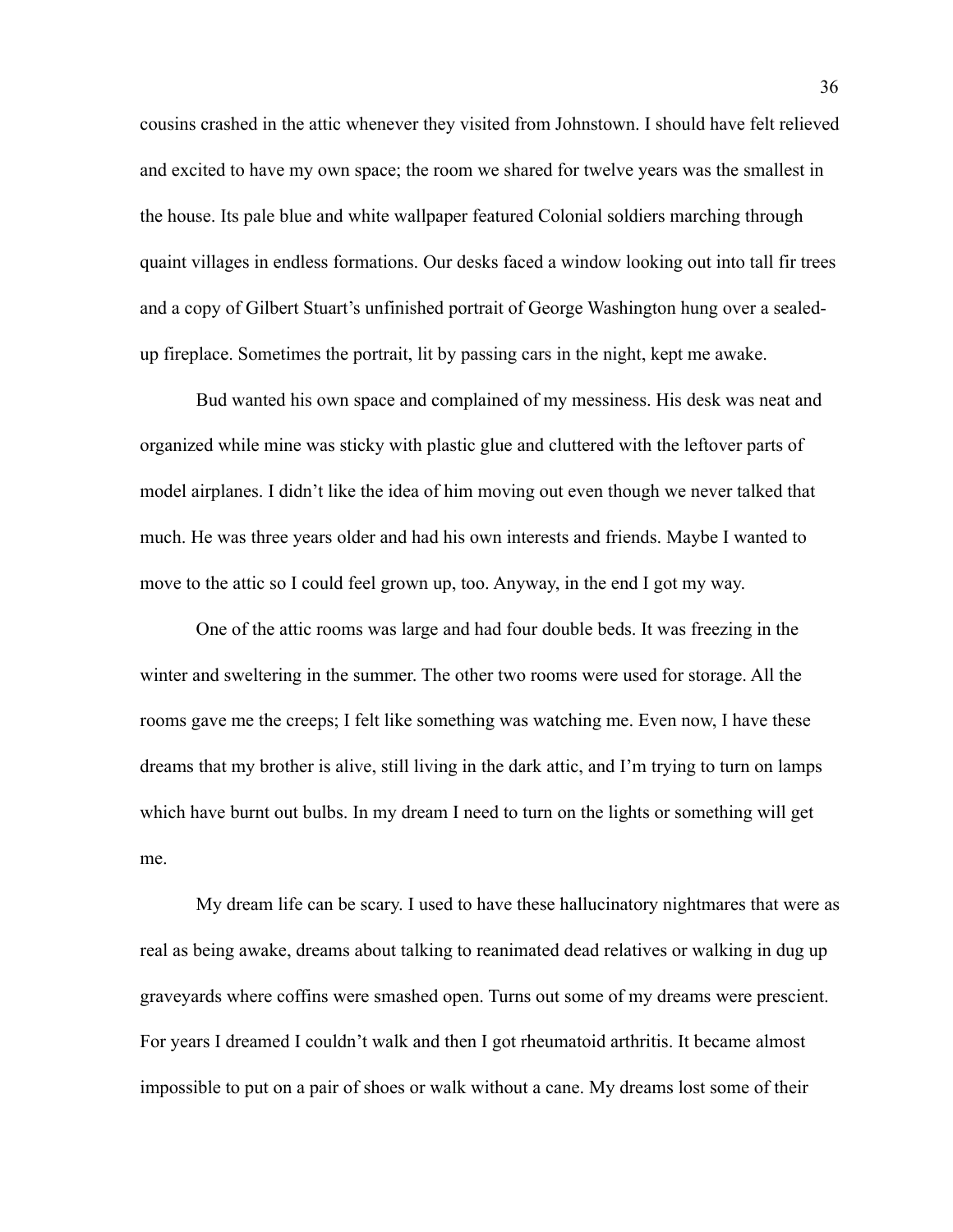cousins crashed in the attic whenever they visited from Johnstown. I should have felt relieved and excited to have my own space; the room we shared for twelve years was the smallest in the house. Its pale blue and white wallpaper featured Colonial soldiers marching through quaint villages in endless formations. Our desks faced a window looking out into tall fir trees and a copy of Gilbert Stuart's unfinished portrait of George Washington hung over a sealed-up fireplace. Sometimes the portrait, lit by passing cars in the night, kept me awake.

Bud wanted his own space and complained of my messiness. His desk was neat and organized while mine was sticky with plastic glue and cluttered with the leftover parts of model airplanes. I didn't like the idea of him moving out even though we never talked that much. He was three years older and had his own interests and friends. Maybe I wanted to move to the attic so I could feel grown up, too. Anyway, in the end I got my way.

One of the attic rooms was large and had four double beds. It was freezing in the winter and sweltering in the summer. The other two rooms were used for storage. All the rooms gave me the creeps; I felt like something was watching me. Even now, I have these dreams that my brother is alive, still living in the dark attic, and I'm trying to turn on lamps which have burnt out bulbs. In my dream I need to turn on the lights or something will get me.

My dream life can be scary. I used to have these hallucinatory nightmares that were as real as being awake, dreams about talking to reanimated dead relatives or walking in dug up graveyards where coffins were smashed open. Turns out some of my dreams were prescient. For years I dreamed I couldn't walk and then I got rheumatoid arthritis. It became almost impossible to put on a pair of shoes or walk without a cane. My dreams lost some of their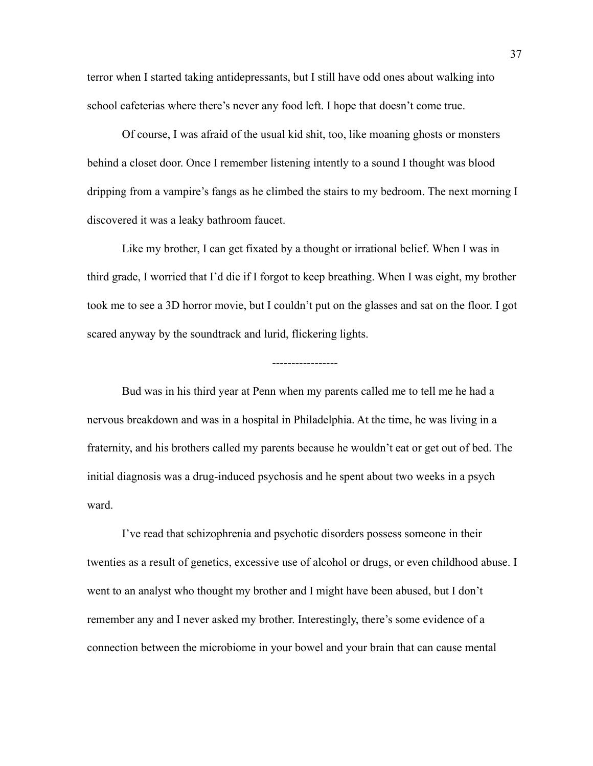terror when I started taking antidepressants, but I still have odd ones about walking into school cafeterias where there's never any food left. I hope that doesn't come true.

Of course, I was afraid of the usual kid shit, too, like moaning ghosts or monsters behind a closet door. Once I remember listening intently to a sound I thought was blood dripping from a vampire's fangs as he climbed the stairs to my bedroom. The next morning I discovered it was a leaky bathroom faucet.

Like my brother, I can get fixated by a thought or irrational belief. When I was in third grade, I worried that I'd die if I forgot to keep breathing. When I was eight, my brother took me to see a 3D horror movie, but I couldn't put on the glasses and sat on the floor. I got scared anyway by the soundtrack and lurid, flickering lights.

-----------------

Bud was in his third year at Penn when my parents called me to tell me he had a nervous breakdown and was in a hospital in Philadelphia. At the time, he was living in a fraternity, and his brothers called my parents because he wouldn't eat or get out of bed. The initial diagnosis was a drug-induced psychosis and he spent about two weeks in a psych ward.

I've read that schizophrenia and psychotic disorders possess someone in their twenties as a result of genetics, excessive use of alcohol or drugs, or even childhood abuse. I went to an analyst who thought my brother and I might have been abused, but I don't remember any and I never asked my brother. Interestingly, there's some evidence of a connection between the microbiome in your bowel and your brain that can cause mental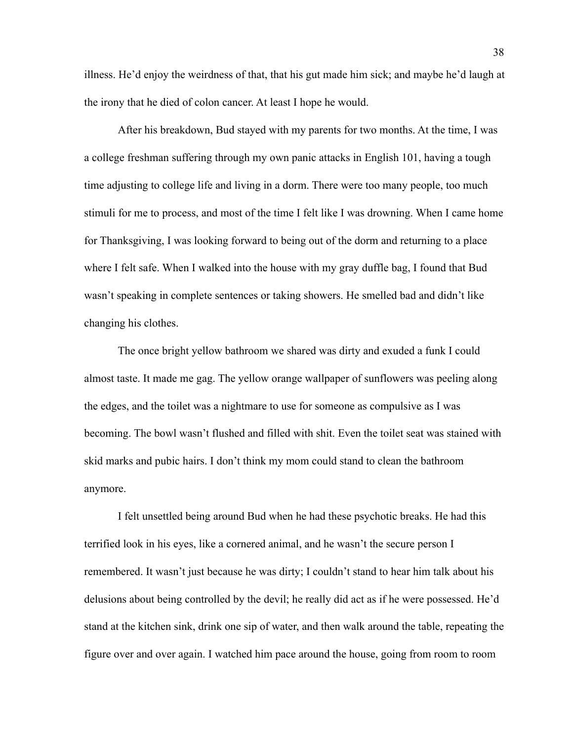illness. He'd enjoy the weirdness of that, that his gut made him sick; and maybe he'd laugh at the irony that he died of colon cancer. At least I hope he would.

After his breakdown, Bud stayed with my parents for two months. At the time, I was a college freshman suffering through my own panic attacks in English 101, having a tough time adjusting to college life and living in a dorm. There were too many people, too much stimuli for me to process, and most of the time I felt like I was drowning. When I came home for Thanksgiving, I was looking forward to being out of the dorm and returning to a place where I felt safe. When I walked into the house with my gray duffle bag, I found that Bud wasn't speaking in complete sentences or taking showers. He smelled bad and didn't like changing his clothes.

The once bright yellow bathroom we shared was dirty and exuded a funk I could almost taste. It made me gag. The yellow orange wallpaper of sunflowers was peeling along the edges, and the toilet was a nightmare to use for someone as compulsive as I was becoming. The bowl wasn't flushed and filled with shit. Even the toilet seat was stained with skid marks and pubic hairs. I don't think my mom could stand to clean the bathroom anymore.

I felt unsettled being around Bud when he had these psychotic breaks. He had this terrified look in his eyes, like a cornered animal, and he wasn't the secure person I remembered. It wasn't just because he was dirty; I couldn't stand to hear him talk about his delusions about being controlled by the devil; he really did act as if he were possessed. He'd stand at the kitchen sink, drink one sip of water, and then walk around the table, repeating the figure over and over again. I watched him pace around the house, going from room to room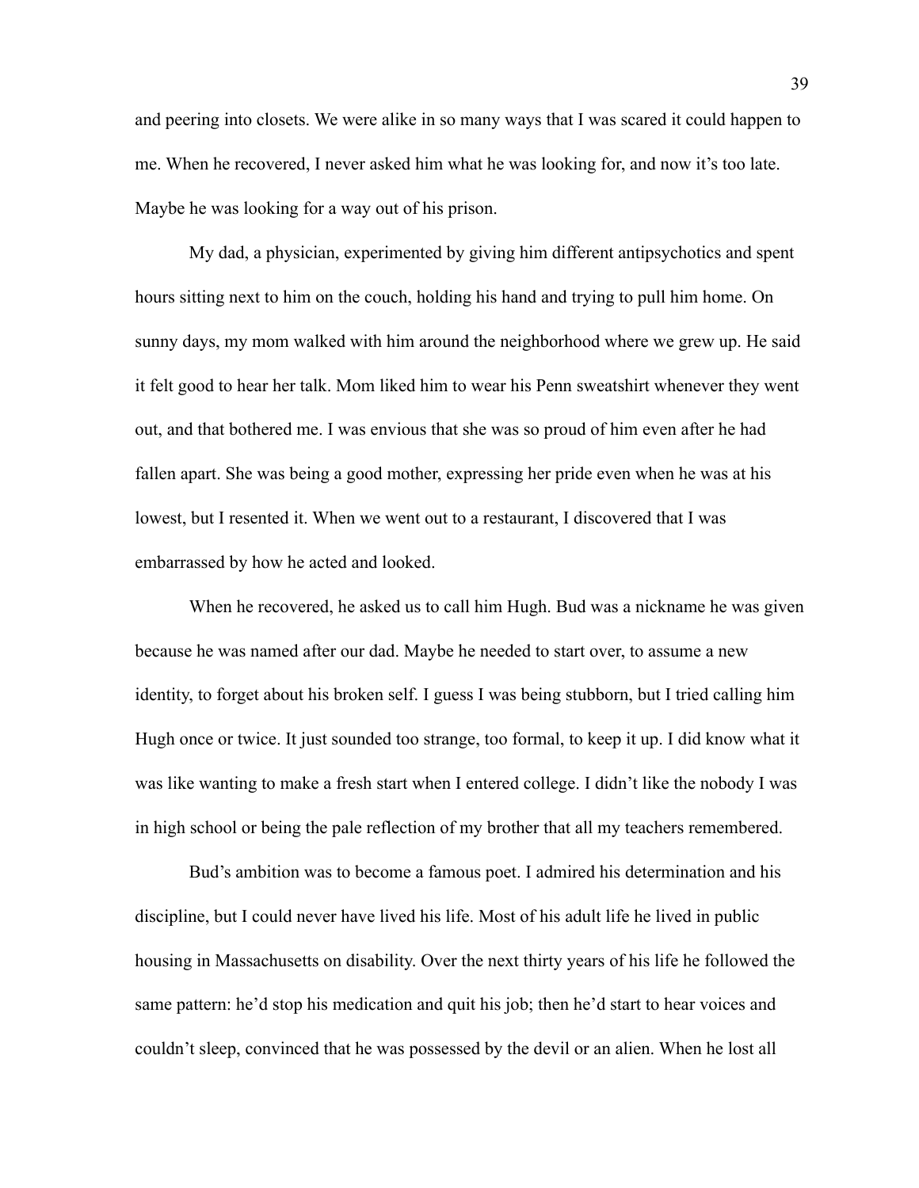and peering into closets. We were alike in so many ways that I was scared it could happen to me. When he recovered, I never asked him what he was looking for, and now it's too late. Maybe he was looking for a way out of his prison.

My dad, a physician, experimented by giving him different antipsychotics and spent hours sitting next to him on the couch, holding his hand and trying to pull him home. On sunny days, my mom walked with him around the neighborhood where we grew up. He said it felt good to hear her talk. Mom liked him to wear his Penn sweatshirt whenever they went out, and that bothered me. I was envious that she was so proud of him even after he had fallen apart. She was being a good mother, expressing her pride even when he was at his lowest, but I resented it. When we went out to a restaurant, I discovered that I was embarrassed by how he acted and looked.

When he recovered, he asked us to call him Hugh. Bud was a nickname he was given because he was named after our dad. Maybe he needed to start over, to assume a new identity, to forget about his broken self. I guess I was being stubborn, but I tried calling him Hugh once or twice. It just sounded too strange, too formal, to keep it up. I did know what it was like wanting to make a fresh start when I entered college. I didn't like the nobody I was in high school or being the pale reflection of my brother that all my teachers remembered.

Bud's ambition was to become a famous poet. I admired his determination and his discipline, but I could never have lived his life. Most of his adult life he lived in public housing in Massachusetts on disability. Over the next thirty years of his life he followed the same pattern: he'd stop his medication and quit his job; then he'd start to hear voices and couldn't sleep, convinced that he was possessed by the devil or an alien. When he lost all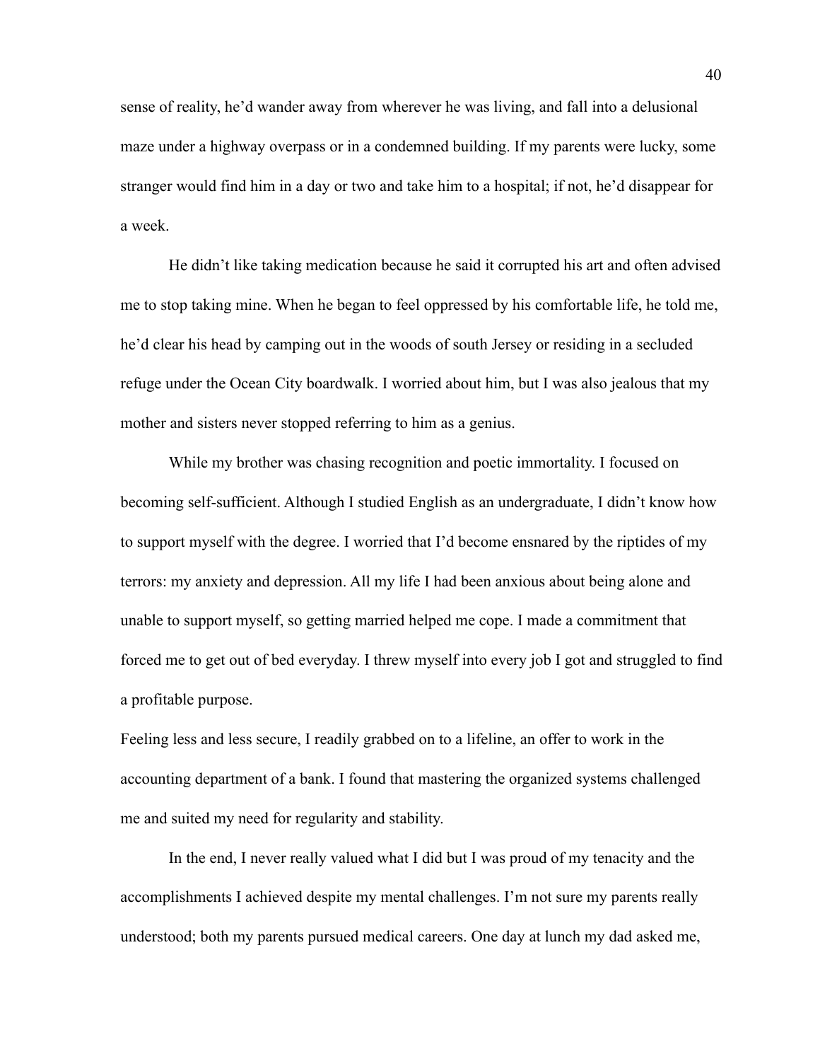sense of reality, he'd wander away from wherever he was living, and fall into a delusional maze under a highway overpass or in a condemned building. If my parents were lucky, some stranger would find him in a day or two and take him to a hospital; if not, he'd disappear for a week.

He didn't like taking medication because he said it corrupted his art and often advised me to stop taking mine. When he began to feel oppressed by his comfortable life, he told me, he'd clear his head by camping out in the woods of south Jersey or residing in a secluded refuge under the Ocean City boardwalk. I worried about him, but I was also jealous that my mother and sisters never stopped referring to him as a genius.

While my brother was chasing recognition and poetic immortality. I focused on becoming self-sufficient. Although I studied English as an undergraduate, I didn't know how to support myself with the degree. I worried that I'd become ensnared by the riptides of my terrors: my anxiety and depression. All my life I had been anxious about being alone and unable to support myself, so getting married helped me cope. I made a commitment that forced me to get out of bed everyday. I threw myself into every job I got and struggled to find a profitable purpose.

Feeling less and less secure, I readily grabbed on to a lifeline, an offer to work in the accounting department of a bank. I found that mastering the organized systems challenged me and suited my need for regularity and stability.

In the end, I never really valued what I did but I was proud of my tenacity and the accomplishments I achieved despite my mental challenges. I'm not sure my parents really understood; both my parents pursued medical careers. One day at lunch my dad asked me,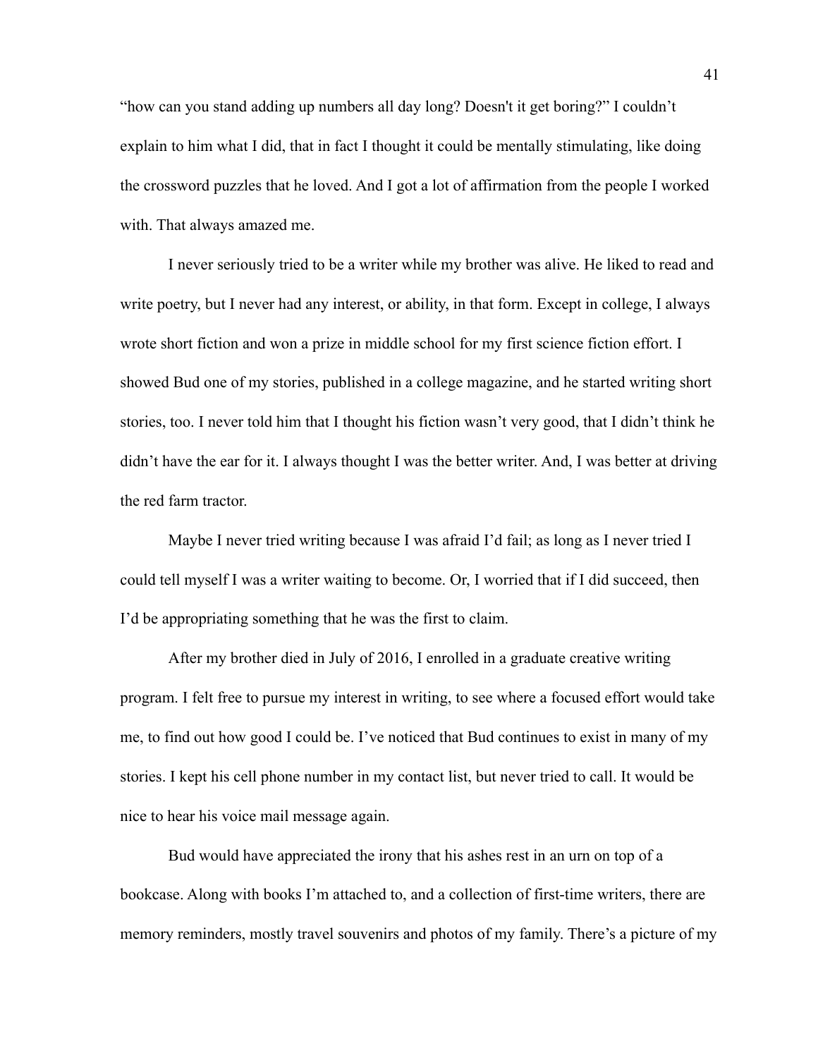"how can you stand adding up numbers all day long? Doesn't it get boring?" I couldn't explain to him what I did, that in fact I thought it could be mentally stimulating, like doing the crossword puzzles that he loved. And I got a lot of affirmation from the people I worked with. That always amazed me.

I never seriously tried to be a writer while my brother was alive. He liked to read and write poetry, but I never had any interest, or ability, in that form. Except in college, I always wrote short fiction and won a prize in middle school for my first science fiction effort. I showed Bud one of my stories, published in a college magazine, and he started writing short stories, too. I never told him that I thought his fiction wasn't very good, that I didn't think he didn't have the ear for it. I always thought I was the better writer. And, I was better at driving the red farm tractor.

Maybe I never tried writing because I was afraid I'd fail; as long as I never tried I could tell myself I was a writer waiting to become. Or, I worried that if I did succeed, then I'd be appropriating something that he was the first to claim.

After my brother died in July of 2016, I enrolled in a graduate creative writing program. I felt free to pursue my interest in writing, to see where a focused effort would take me, to find out how good I could be. I've noticed that Bud continues to exist in many of my stories. I kept his cell phone number in my contact list, but never tried to call. It would be nice to hear his voice mail message again.

Bud would have appreciated the irony that his ashes rest in an urn on top of a bookcase. Along with books I'm attached to, and a collection of first-time writers, there are memory reminders, mostly travel souvenirs and photos of my family. There's a picture of my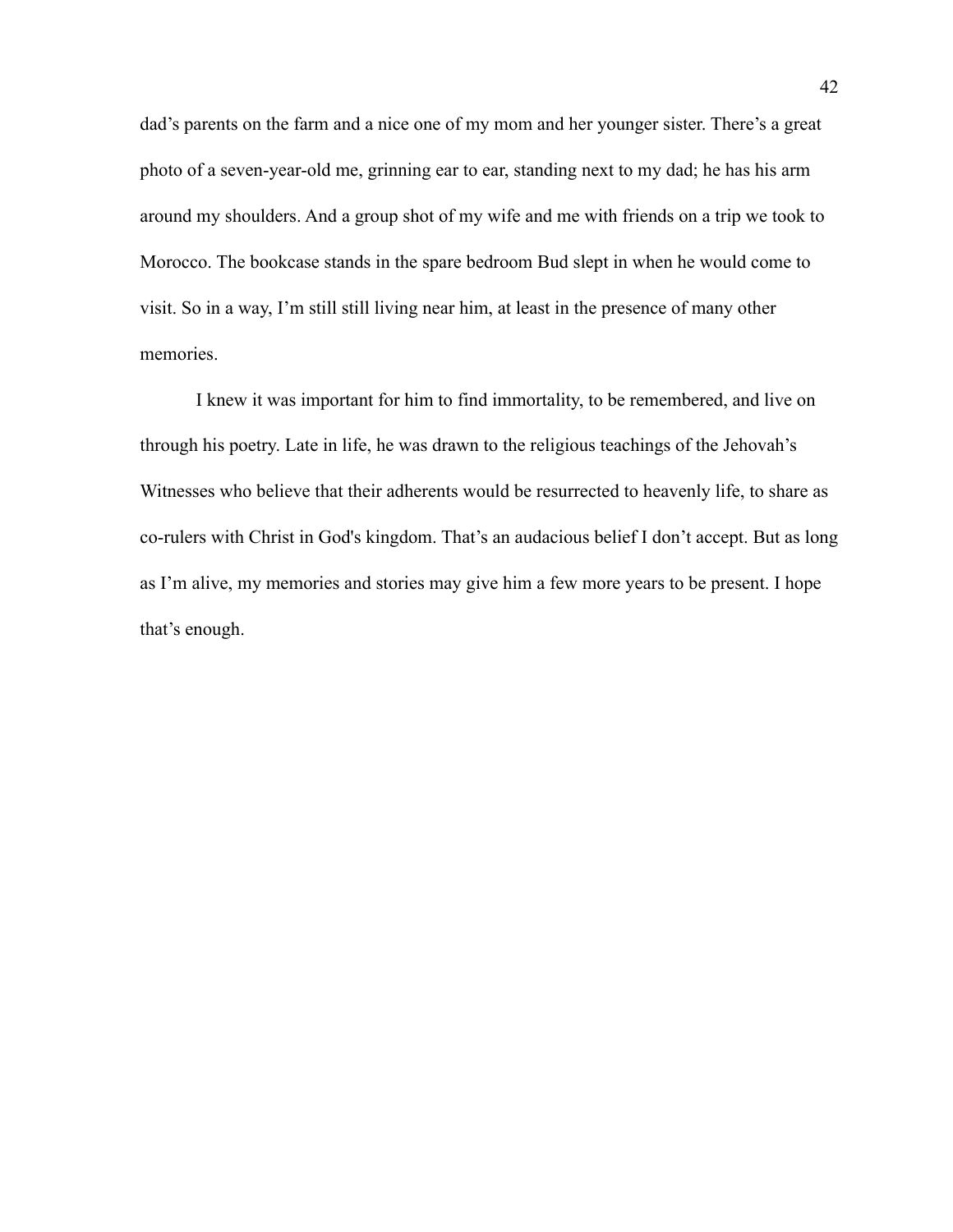dad's parents on the farm and a nice one of my mom and her younger sister. There's a great photo of a seven-year-old me, grinning ear to ear, standing next to my dad; he has his arm around my shoulders. And a group shot of my wife and me with friends on a trip we took to Morocco. The bookcase stands in the spare bedroom Bud slept in when he would come to visit. So in a way, I'm still still living near him, at least in the presence of many other memories.

I knew it was important for him to find immortality, to be remembered, and live on through his poetry. Late in life, he was drawn to the religious teachings of the Jehovah's Witnesses who believe that their adherents would be resurrected to heavenly life, to share as co-rulers with Christ in God's kingdom. That's an audacious belief I don't accept. But as long as I'm alive, my memories and stories may give him a few more years to be present. I hope that's enough.